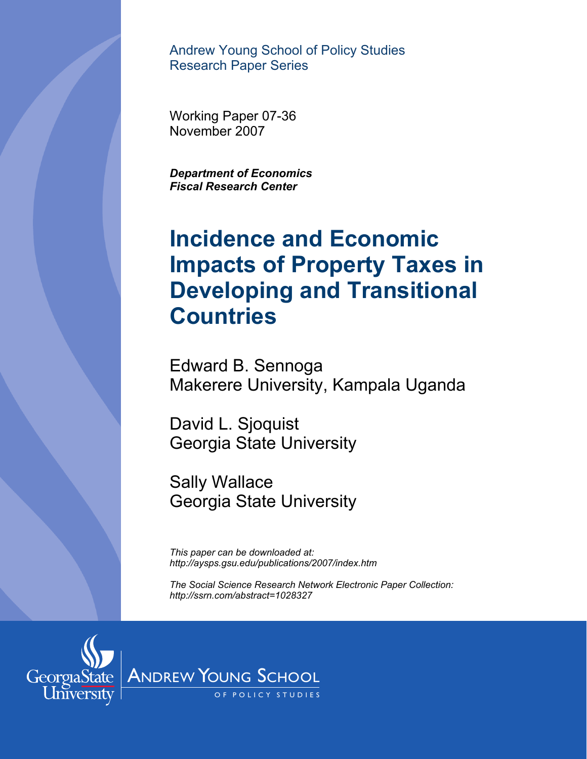Andrew Young School of Policy Studies
Research Paper Series

Working Paper 07-36
November 2007

***Department of Economics***
***Fiscal Research Center***

# Incidence and Economic Impacts of Property Taxes in Developing and Transitional Countries

Edward B. Sennoga
Makerere University, Kampala Uganda

David L. Sjoquist
Georgia State University

Sally Wallace
Georgia State University

*This paper can be downloaded at:*
*http://aysps.gsu.edu/publications/2007/index.htm*

*The Social Science Research Network Electronic Paper Collection:*
*http://ssrn.com/abstract=1028327*

Georgia State University | Andrew Young School of Policy Studies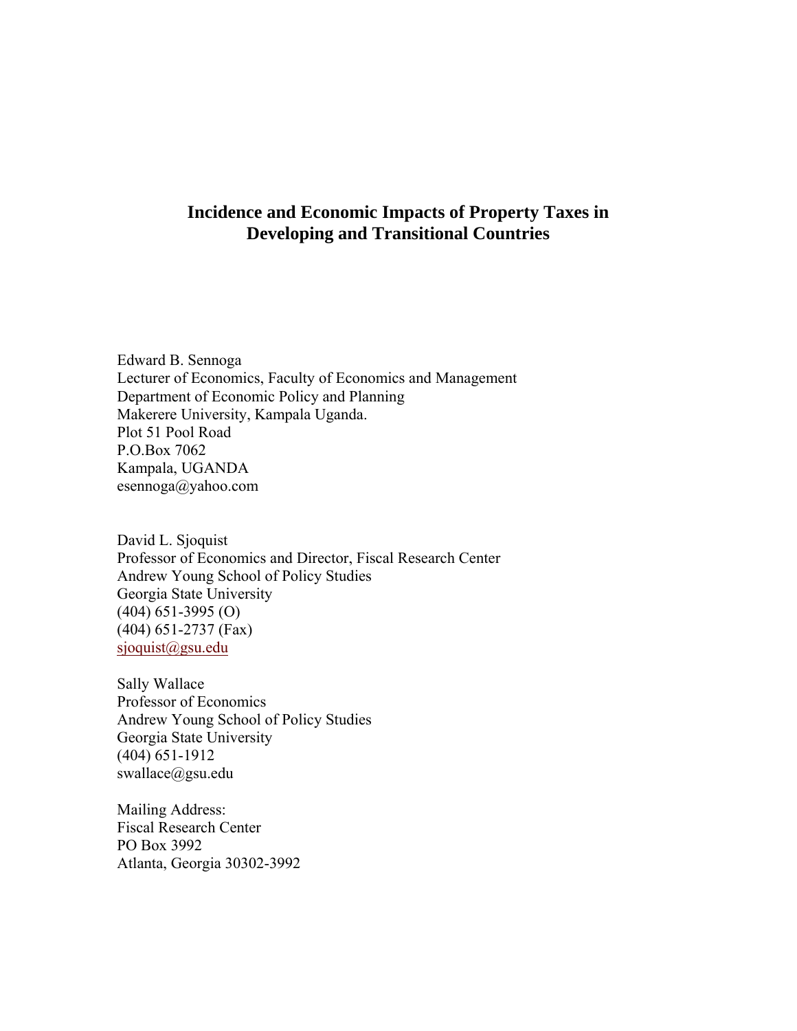# Incidence and Economic Impacts of Property Taxes in Developing and Transitional Countries

Edward B. Sennoga
Lecturer of Economics, Faculty of Economics and Management
Department of Economic Policy and Planning
Makerere University, Kampala Uganda.
Plot 51 Pool Road
P.O.Box 7062
Kampala, UGANDA
esennoga@yahoo.com

David L. Sjoquist
Professor of Economics and Director, Fiscal Research Center
Andrew Young School of Policy Studies
Georgia State University
(404) 651-3995 (O)
(404) 651-2737 (Fax)
sjoquist@gsu.edu

Sally Wallace
Professor of Economics
Andrew Young School of Policy Studies
Georgia State University
(404) 651-1912
swallace@gsu.edu

Mailing Address:
Fiscal Research Center
PO Box 3992
Atlanta, Georgia 30302-3992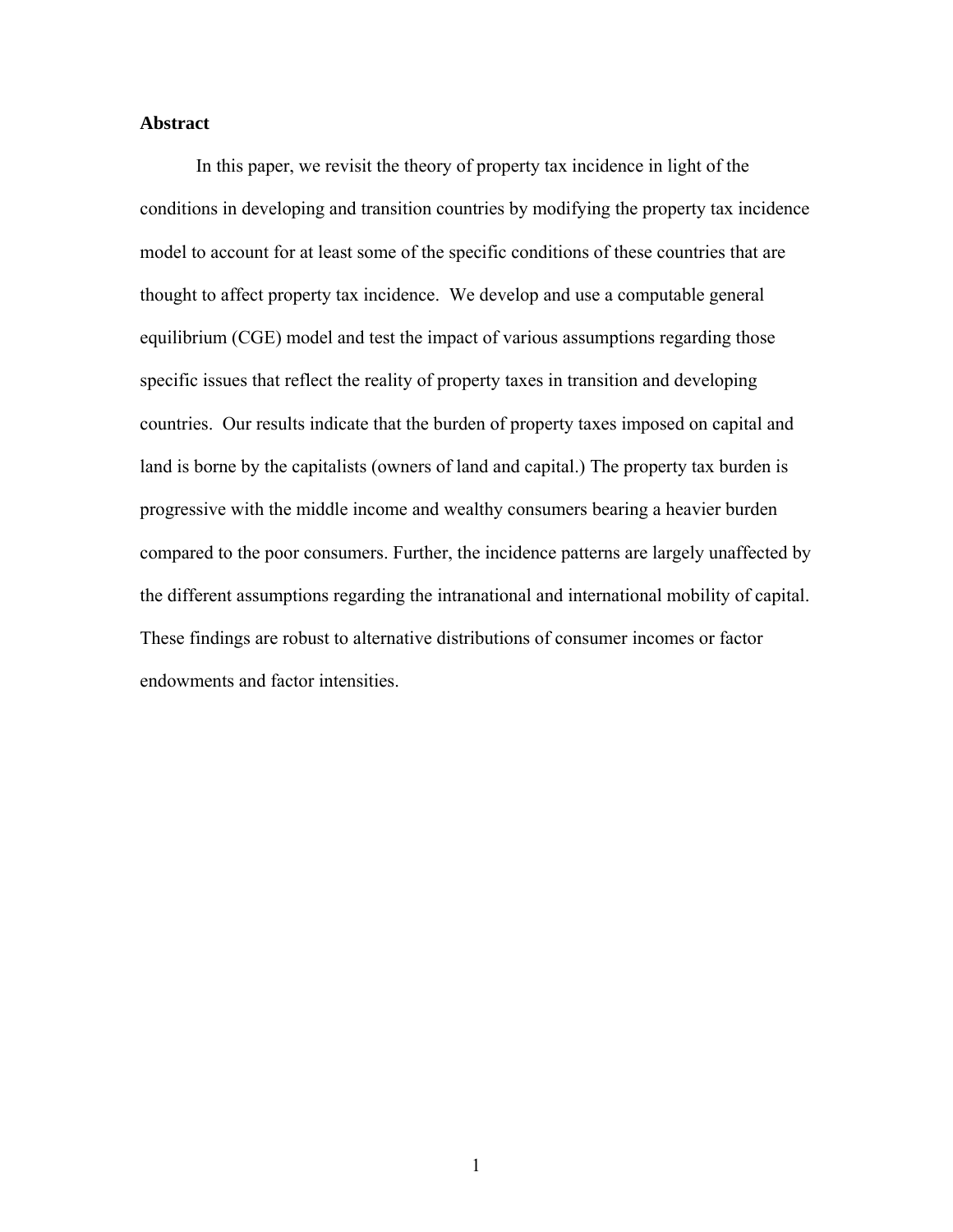**Abstract**

In this paper, we revisit the theory of property tax incidence in light of the conditions in developing and transition countries by modifying the property tax incidence model to account for at least some of the specific conditions of these countries that are thought to affect property tax incidence. We develop and use a computable general equilibrium (CGE) model and test the impact of various assumptions regarding those specific issues that reflect the reality of property taxes in transition and developing countries. Our results indicate that the burden of property taxes imposed on capital and land is borne by the capitalists (owners of land and capital.) The property tax burden is progressive with the middle income and wealthy consumers bearing a heavier burden compared to the poor consumers. Further, the incidence patterns are largely unaffected by the different assumptions regarding the intranational and international mobility of capital. These findings are robust to alternative distributions of consumer incomes or factor endowments and factor intensities.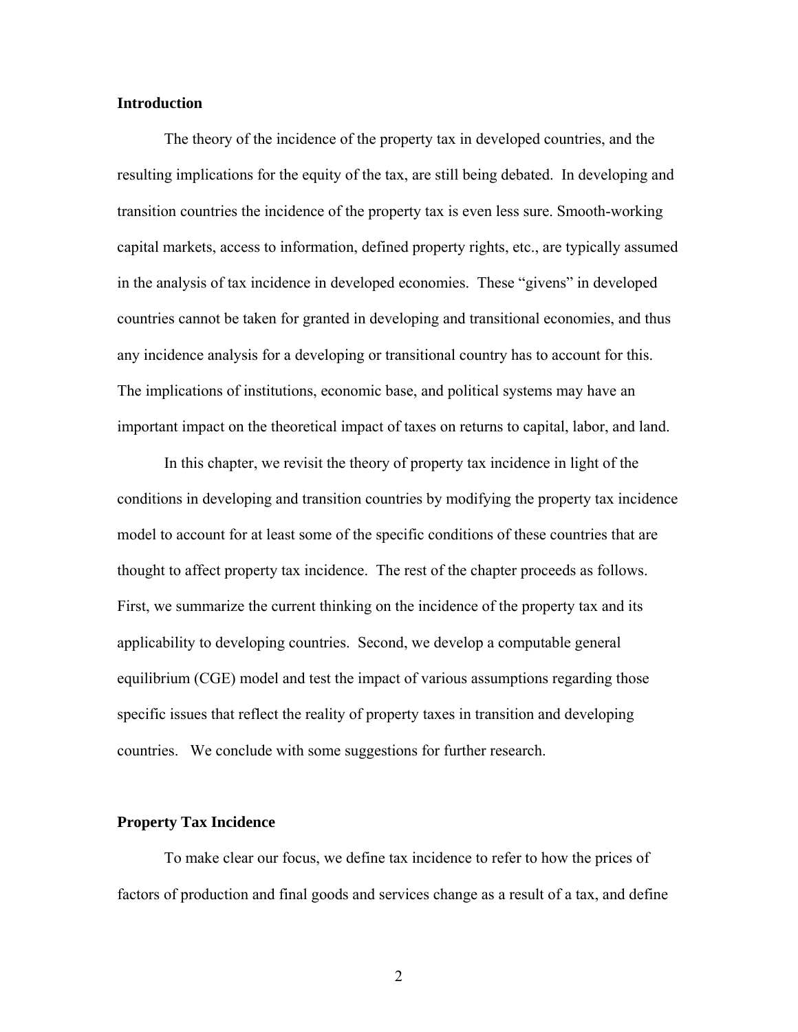## Introduction

The theory of the incidence of the property tax in developed countries, and the resulting implications for the equity of the tax, are still being debated. In developing and transition countries the incidence of the property tax is even less sure. Smooth-working capital markets, access to information, defined property rights, etc., are typically assumed in the analysis of tax incidence in developed economies. These "givens" in developed countries cannot be taken for granted in developing and transitional economies, and thus any incidence analysis for a developing or transitional country has to account for this. The implications of institutions, economic base, and political systems may have an important impact on the theoretical impact of taxes on returns to capital, labor, and land.

In this chapter, we revisit the theory of property tax incidence in light of the conditions in developing and transition countries by modifying the property tax incidence model to account for at least some of the specific conditions of these countries that are thought to affect property tax incidence. The rest of the chapter proceeds as follows. First, we summarize the current thinking on the incidence of the property tax and its applicability to developing countries. Second, we develop a computable general equilibrium (CGE) model and test the impact of various assumptions regarding those specific issues that reflect the reality of property taxes in transition and developing countries. We conclude with some suggestions for further research.

## Property Tax Incidence

To make clear our focus, we define tax incidence to refer to how the prices of factors of production and final goods and services change as a result of a tax, and define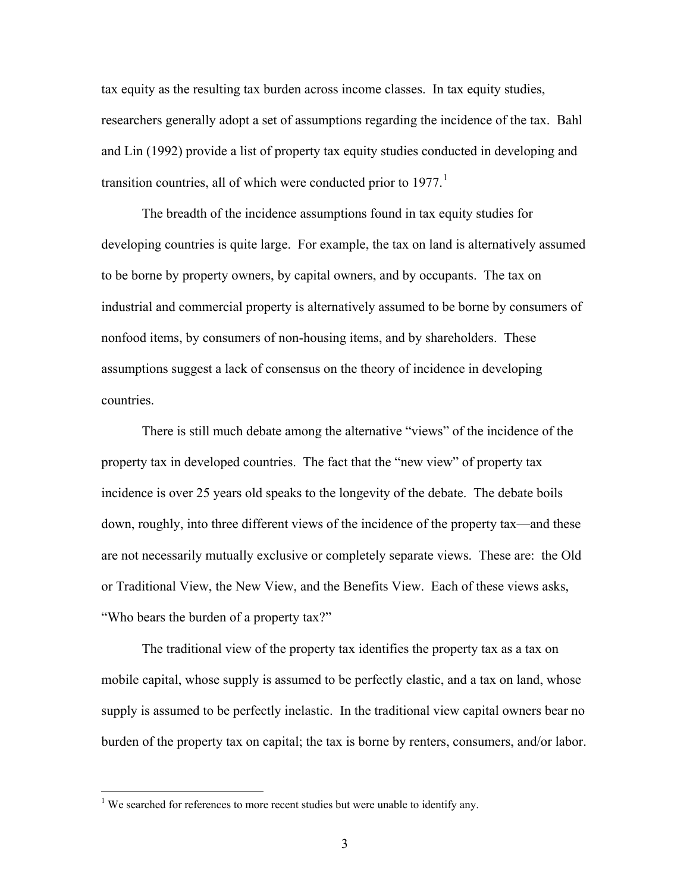tax equity as the resulting tax burden across income classes. In tax equity studies, researchers generally adopt a set of assumptions regarding the incidence of the tax. Bahl and Lin (1992) provide a list of property tax equity studies conducted in developing and transition countries, all of which were conducted prior to 1977.[1]

The breadth of the incidence assumptions found in tax equity studies for developing countries is quite large. For example, the tax on land is alternatively assumed to be borne by property owners, by capital owners, and by occupants. The tax on industrial and commercial property is alternatively assumed to be borne by consumers of nonfood items, by consumers of non-housing items, and by shareholders. These assumptions suggest a lack of consensus on the theory of incidence in developing countries.

There is still much debate among the alternative "views" of the incidence of the property tax in developed countries. The fact that the "new view" of property tax incidence is over 25 years old speaks to the longevity of the debate. The debate boils down, roughly, into three different views of the incidence of the property tax—and these are not necessarily mutually exclusive or completely separate views. These are: the Old or Traditional View, the New View, and the Benefits View. Each of these views asks, "Who bears the burden of a property tax?"

The traditional view of the property tax identifies the property tax as a tax on mobile capital, whose supply is assumed to be perfectly elastic, and a tax on land, whose supply is assumed to be perfectly inelastic. In the traditional view capital owners bear no burden of the property tax on capital; the tax is borne by renters, consumers, and/or labor.

---

[1] We searched for references to more recent studies but were unable to identify any.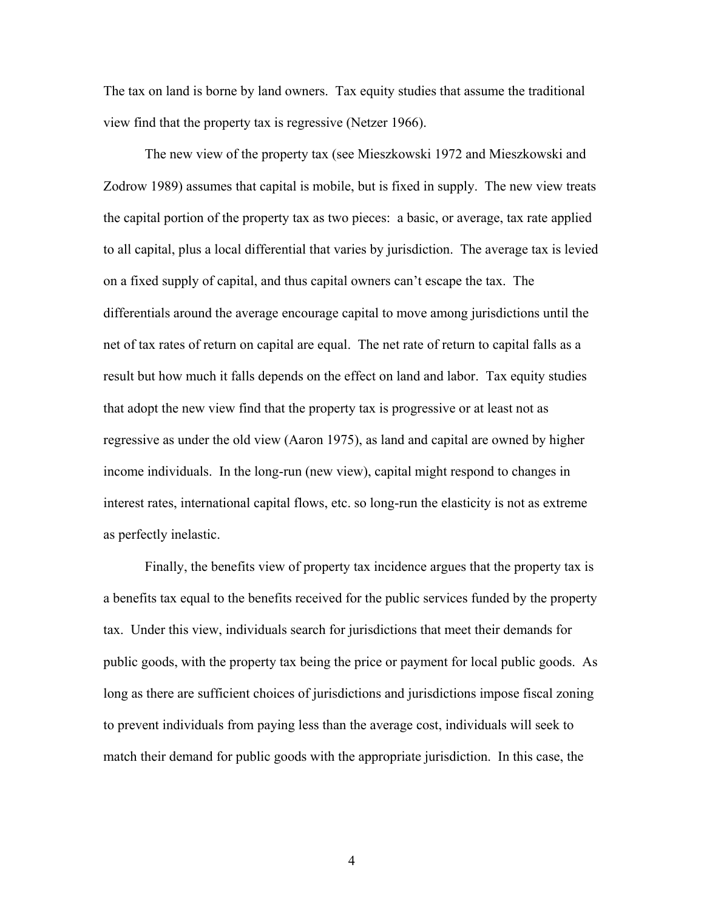The tax on land is borne by land owners. Tax equity studies that assume the traditional view find that the property tax is regressive (Netzer 1966).

The new view of the property tax (see Mieszkowski 1972 and Mieszkowski and Zodrow 1989) assumes that capital is mobile, but is fixed in supply. The new view treats the capital portion of the property tax as two pieces: a basic, or average, tax rate applied to all capital, plus a local differential that varies by jurisdiction. The average tax is levied on a fixed supply of capital, and thus capital owners can't escape the tax. The differentials around the average encourage capital to move among jurisdictions until the net of tax rates of return on capital are equal. The net rate of return to capital falls as a result but how much it falls depends on the effect on land and labor. Tax equity studies that adopt the new view find that the property tax is progressive or at least not as regressive as under the old view (Aaron 1975), as land and capital are owned by higher income individuals. In the long-run (new view), capital might respond to changes in interest rates, international capital flows, etc. so long-run the elasticity is not as extreme as perfectly inelastic.

Finally, the benefits view of property tax incidence argues that the property tax is a benefits tax equal to the benefits received for the public services funded by the property tax. Under this view, individuals search for jurisdictions that meet their demands for public goods, with the property tax being the price or payment for local public goods. As long as there are sufficient choices of jurisdictions and jurisdictions impose fiscal zoning to prevent individuals from paying less than the average cost, individuals will seek to match their demand for public goods with the appropriate jurisdiction. In this case, the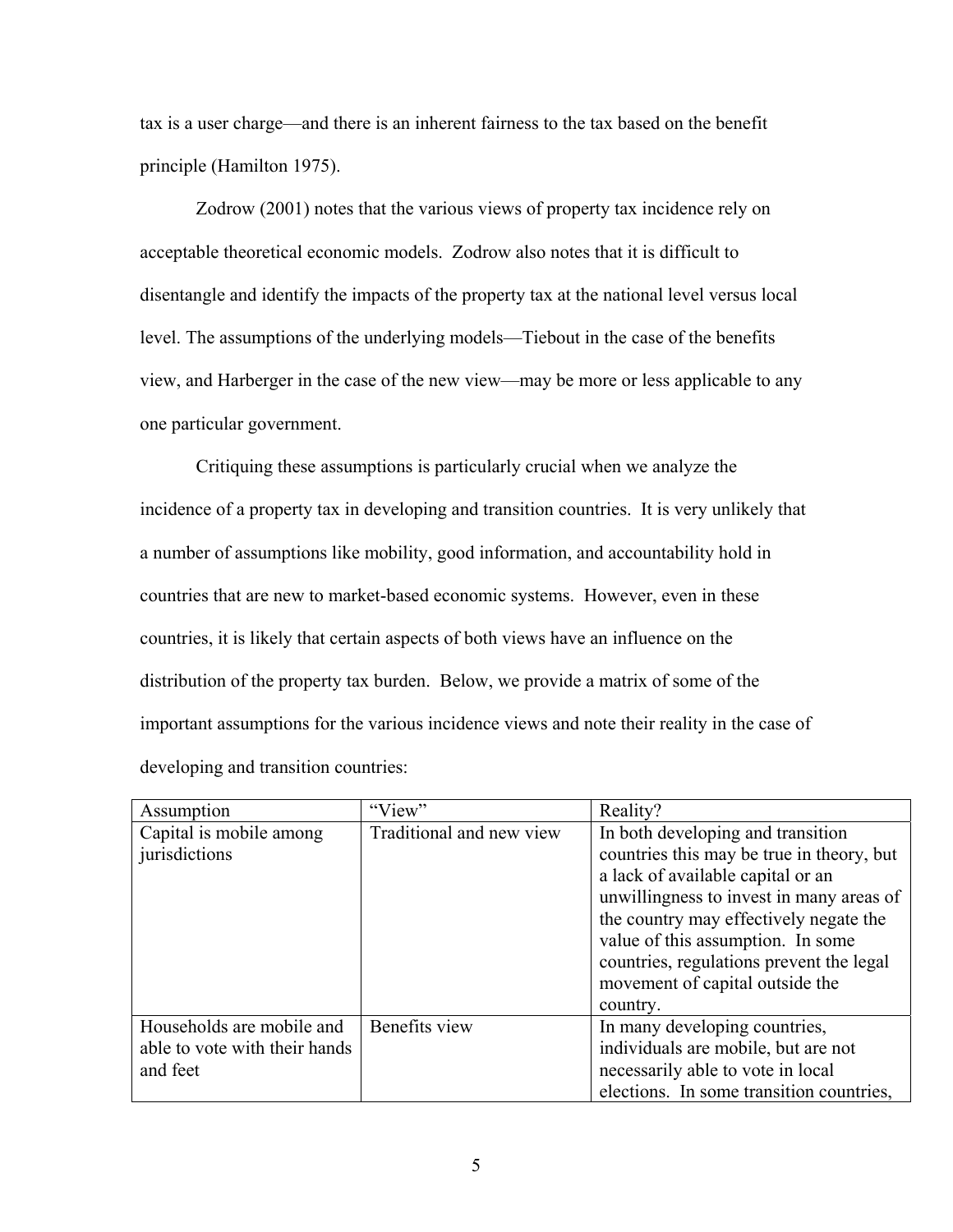tax is a user charge—and there is an inherent fairness to the tax based on the benefit principle (Hamilton 1975).

Zodrow (2001) notes that the various views of property tax incidence rely on acceptable theoretical economic models. Zodrow also notes that it is difficult to disentangle and identify the impacts of the property tax at the national level versus local level. The assumptions of the underlying models—Tiebout in the case of the benefits view, and Harberger in the case of the new view—may be more or less applicable to any one particular government.

Critiquing these assumptions is particularly crucial when we analyze the incidence of a property tax in developing and transition countries. It is very unlikely that a number of assumptions like mobility, good information, and accountability hold in countries that are new to market-based economic systems. However, even in these countries, it is likely that certain aspects of both views have an influence on the distribution of the property tax burden. Below, we provide a matrix of some of the important assumptions for the various incidence views and note their reality in the case of developing and transition countries:

| Assumption | “View” | Reality? |
|---|---|---|
| Capital is mobile among jurisdictions | Traditional and new view | In both developing and transition countries this may be true in theory, but a lack of available capital or an unwillingness to invest in many areas of the country may effectively negate the value of this assumption. In some countries, regulations prevent the legal movement of capital outside the country. |
| Households are mobile and able to vote with their hands and feet | Benefits view | In many developing countries, individuals are mobile, but are not necessarily able to vote in local elections. In some transition countries, |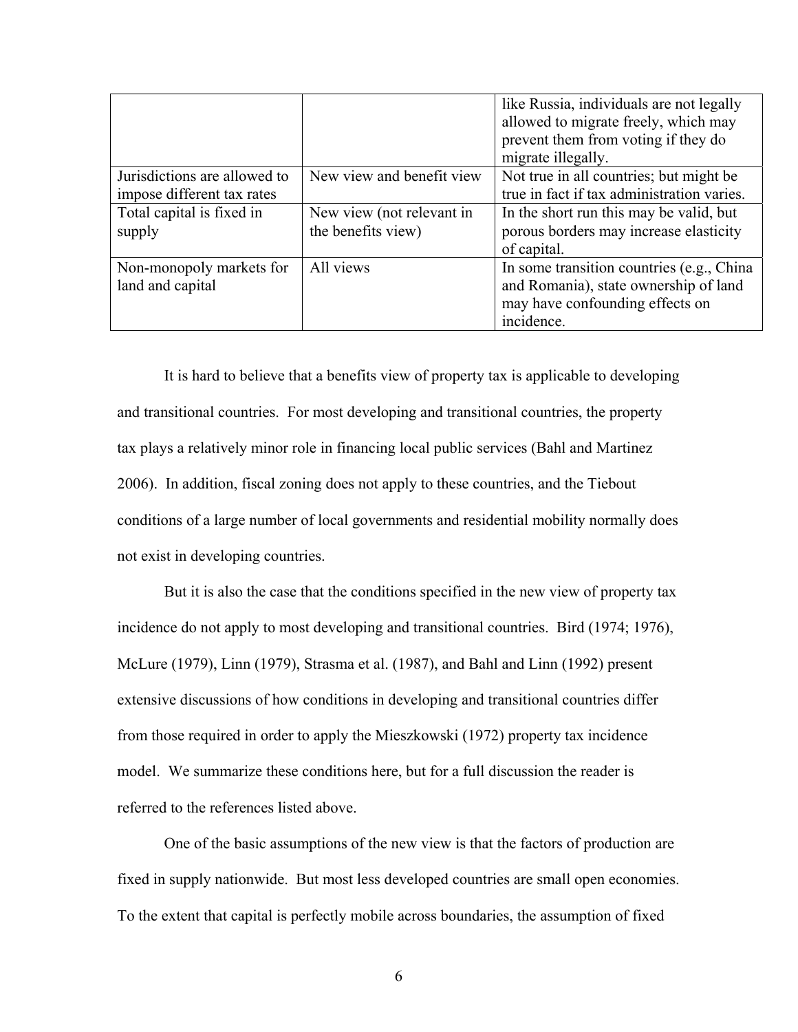| | | like Russia, individuals are not legally allowed to migrate freely, which may prevent them from voting if they do migrate illegally. |
|---|---|---|
| Jurisdictions are allowed to impose different tax rates | New view and benefit view | Not true in all countries; but might be true in fact if tax administration varies. |
| Total capital is fixed in supply | New view (not relevant in the benefits view) | In the short run this may be valid, but porous borders may increase elasticity of capital. |
| Non-monopoly markets for land and capital | All views | In some transition countries (e.g., China and Romania), state ownership of land may have confounding effects on incidence. |

It is hard to believe that a benefits view of property tax is applicable to developing and transitional countries. For most developing and transitional countries, the property tax plays a relatively minor role in financing local public services (Bahl and Martinez 2006). In addition, fiscal zoning does not apply to these countries, and the Tiebout conditions of a large number of local governments and residential mobility normally does not exist in developing countries.

But it is also the case that the conditions specified in the new view of property tax incidence do not apply to most developing and transitional countries. Bird (1974; 1976), McLure (1979), Linn (1979), Strasma et al. (1987), and Bahl and Linn (1992) present extensive discussions of how conditions in developing and transitional countries differ from those required in order to apply the Mieszkowski (1972) property tax incidence model. We summarize these conditions here, but for a full discussion the reader is referred to the references listed above.

One of the basic assumptions of the new view is that the factors of production are fixed in supply nationwide. But most less developed countries are small open economies. To the extent that capital is perfectly mobile across boundaries, the assumption of fixed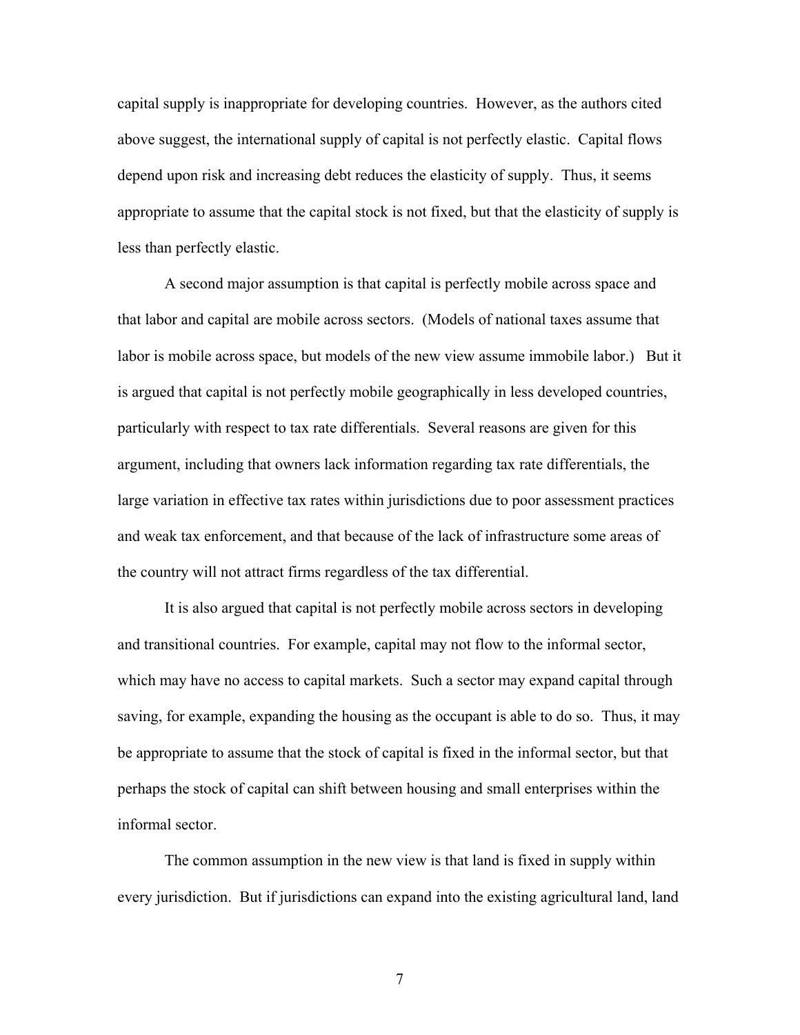capital supply is inappropriate for developing countries. However, as the authors cited above suggest, the international supply of capital is not perfectly elastic. Capital flows depend upon risk and increasing debt reduces the elasticity of supply. Thus, it seems appropriate to assume that the capital stock is not fixed, but that the elasticity of supply is less than perfectly elastic.

A second major assumption is that capital is perfectly mobile across space and that labor and capital are mobile across sectors. (Models of national taxes assume that labor is mobile across space, but models of the new view assume immobile labor.) But it is argued that capital is not perfectly mobile geographically in less developed countries, particularly with respect to tax rate differentials. Several reasons are given for this argument, including that owners lack information regarding tax rate differentials, the large variation in effective tax rates within jurisdictions due to poor assessment practices and weak tax enforcement, and that because of the lack of infrastructure some areas of the country will not attract firms regardless of the tax differential.

It is also argued that capital is not perfectly mobile across sectors in developing and transitional countries. For example, capital may not flow to the informal sector, which may have no access to capital markets. Such a sector may expand capital through saving, for example, expanding the housing as the occupant is able to do so. Thus, it may be appropriate to assume that the stock of capital is fixed in the informal sector, but that perhaps the stock of capital can shift between housing and small enterprises within the informal sector.

The common assumption in the new view is that land is fixed in supply within every jurisdiction. But if jurisdictions can expand into the existing agricultural land, land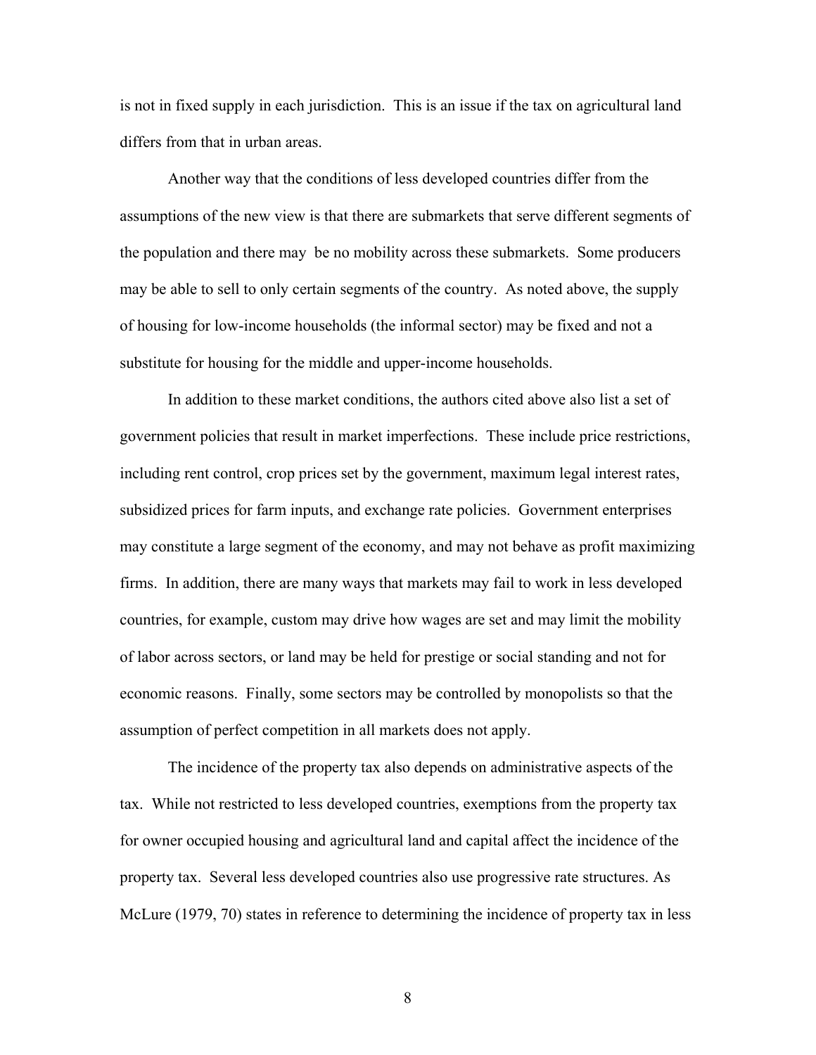is not in fixed supply in each jurisdiction. This is an issue if the tax on agricultural land differs from that in urban areas.

Another way that the conditions of less developed countries differ from the assumptions of the new view is that there are submarkets that serve different segments of the population and there may be no mobility across these submarkets. Some producers may be able to sell to only certain segments of the country. As noted above, the supply of housing for low-income households (the informal sector) may be fixed and not a substitute for housing for the middle and upper-income households.

In addition to these market conditions, the authors cited above also list a set of government policies that result in market imperfections. These include price restrictions, including rent control, crop prices set by the government, maximum legal interest rates, subsidized prices for farm inputs, and exchange rate policies. Government enterprises may constitute a large segment of the economy, and may not behave as profit maximizing firms. In addition, there are many ways that markets may fail to work in less developed countries, for example, custom may drive how wages are set and may limit the mobility of labor across sectors, or land may be held for prestige or social standing and not for economic reasons. Finally, some sectors may be controlled by monopolists so that the assumption of perfect competition in all markets does not apply.

The incidence of the property tax also depends on administrative aspects of the tax. While not restricted to less developed countries, exemptions from the property tax for owner occupied housing and agricultural land and capital affect the incidence of the property tax. Several less developed countries also use progressive rate structures. As McLure (1979, 70) states in reference to determining the incidence of property tax in less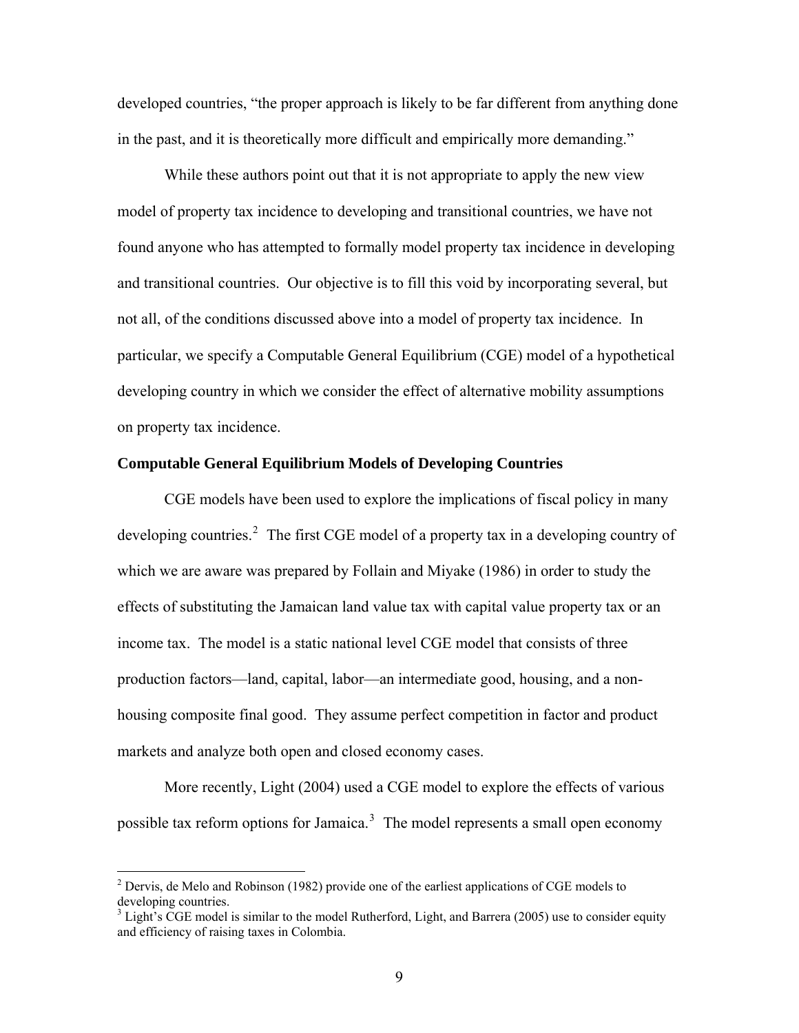developed countries, "the proper approach is likely to be far different from anything done in the past, and it is theoretically more difficult and empirically more demanding."

While these authors point out that it is not appropriate to apply the new view model of property tax incidence to developing and transitional countries, we have not found anyone who has attempted to formally model property tax incidence in developing and transitional countries. Our objective is to fill this void by incorporating several, but not all, of the conditions discussed above into a model of property tax incidence. In particular, we specify a Computable General Equilibrium (CGE) model of a hypothetical developing country in which we consider the effect of alternative mobility assumptions on property tax incidence.

**Computable General Equilibrium Models of Developing Countries**

CGE models have been used to explore the implications of fiscal policy in many developing countries.[2] The first CGE model of a property tax in a developing country of which we are aware was prepared by Follain and Miyake (1986) in order to study the effects of substituting the Jamaican land value tax with capital value property tax or an income tax. The model is a static national level CGE model that consists of three production factors—land, capital, labor—an intermediate good, housing, and a non-housing composite final good. They assume perfect competition in factor and product markets and analyze both open and closed economy cases.

More recently, Light (2004) used a CGE model to explore the effects of various possible tax reform options for Jamaica.[3] The model represents a small open economy

[2] Dervis, de Melo and Robinson (1982) provide one of the earliest applications of CGE models to developing countries.

[3] Light's CGE model is similar to the model Rutherford, Light, and Barrera (2005) use to consider equity and efficiency of raising taxes in Colombia.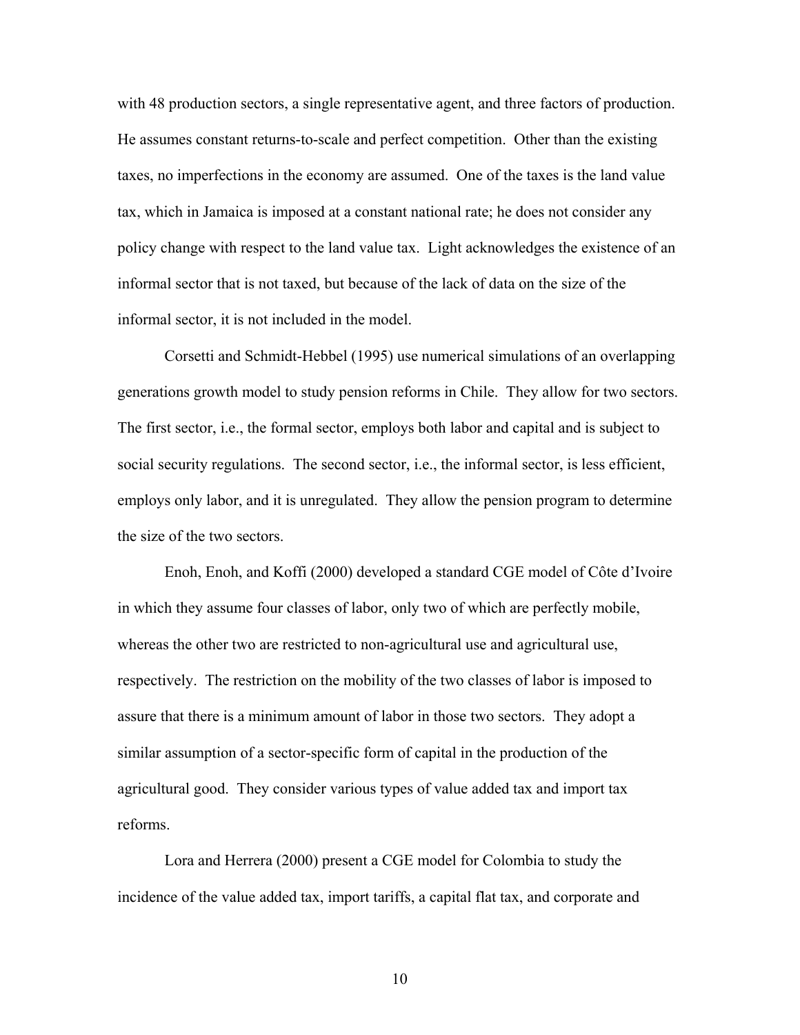with 48 production sectors, a single representative agent, and three factors of production. He assumes constant returns-to-scale and perfect competition. Other than the existing taxes, no imperfections in the economy are assumed. One of the taxes is the land value tax, which in Jamaica is imposed at a constant national rate; he does not consider any policy change with respect to the land value tax. Light acknowledges the existence of an informal sector that is not taxed, but because of the lack of data on the size of the informal sector, it is not included in the model.

Corsetti and Schmidt-Hebbel (1995) use numerical simulations of an overlapping generations growth model to study pension reforms in Chile. They allow for two sectors. The first sector, i.e., the formal sector, employs both labor and capital and is subject to social security regulations. The second sector, i.e., the informal sector, is less efficient, employs only labor, and it is unregulated. They allow the pension program to determine the size of the two sectors.

Enoh, Enoh, and Koffi (2000) developed a standard CGE model of Côte d'Ivoire in which they assume four classes of labor, only two of which are perfectly mobile, whereas the other two are restricted to non-agricultural use and agricultural use, respectively. The restriction on the mobility of the two classes of labor is imposed to assure that there is a minimum amount of labor in those two sectors. They adopt a similar assumption of a sector-specific form of capital in the production of the agricultural good. They consider various types of value added tax and import tax reforms.

Lora and Herrera (2000) present a CGE model for Colombia to study the incidence of the value added tax, import tariffs, a capital flat tax, and corporate and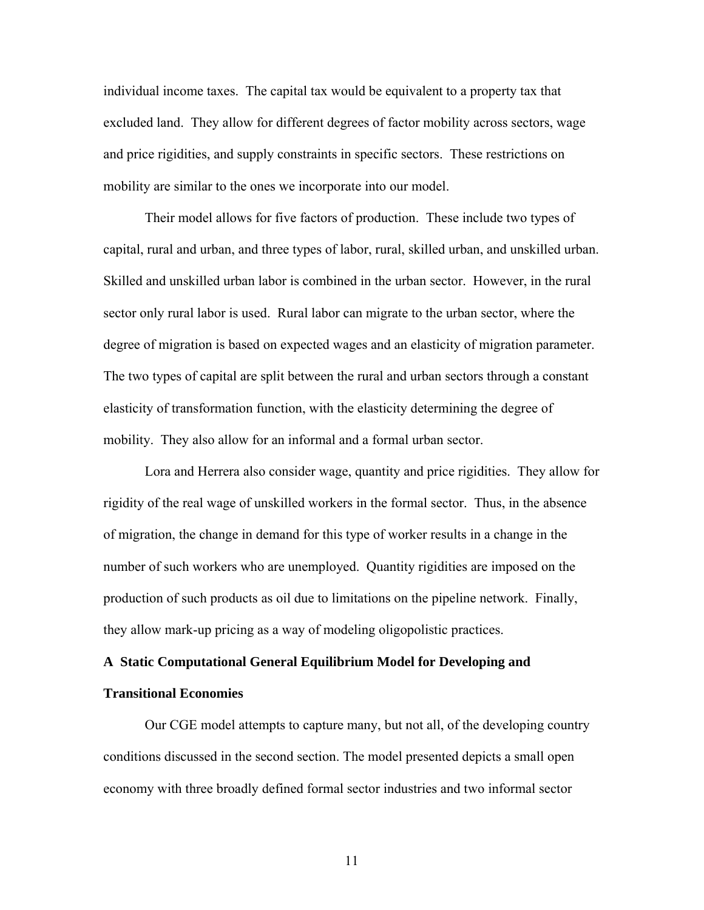individual income taxes. The capital tax would be equivalent to a property tax that excluded land. They allow for different degrees of factor mobility across sectors, wage and price rigidities, and supply constraints in specific sectors. These restrictions on mobility are similar to the ones we incorporate into our model.

Their model allows for five factors of production. These include two types of capital, rural and urban, and three types of labor, rural, skilled urban, and unskilled urban. Skilled and unskilled urban labor is combined in the urban sector. However, in the rural sector only rural labor is used. Rural labor can migrate to the urban sector, where the degree of migration is based on expected wages and an elasticity of migration parameter. The two types of capital are split between the rural and urban sectors through a constant elasticity of transformation function, with the elasticity determining the degree of mobility. They also allow for an informal and a formal urban sector.

Lora and Herrera also consider wage, quantity and price rigidities. They allow for rigidity of the real wage of unskilled workers in the formal sector. Thus, in the absence of migration, the change in demand for this type of worker results in a change in the number of such workers who are unemployed. Quantity rigidities are imposed on the production of such products as oil due to limitations on the pipeline network. Finally, they allow mark-up pricing as a way of modeling oligopolistic practices.

## A Static Computational General Equilibrium Model for Developing and Transitional Economies

Our CGE model attempts to capture many, but not all, of the developing country conditions discussed in the second section. The model presented depicts a small open economy with three broadly defined formal sector industries and two informal sector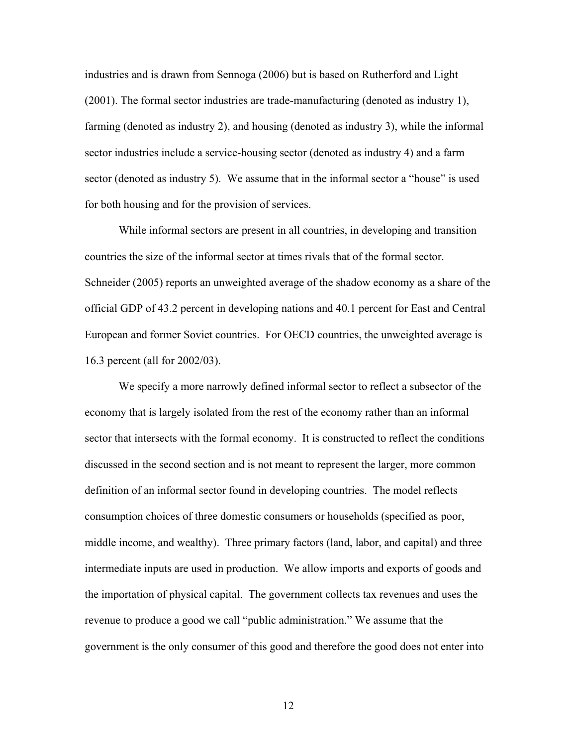industries and is drawn from Sennoga (2006) but is based on Rutherford and Light (2001). The formal sector industries are trade-manufacturing (denoted as industry 1), farming (denoted as industry 2), and housing (denoted as industry 3), while the informal sector industries include a service-housing sector (denoted as industry 4) and a farm sector (denoted as industry 5). We assume that in the informal sector a "house" is used for both housing and for the provision of services.

While informal sectors are present in all countries, in developing and transition countries the size of the informal sector at times rivals that of the formal sector. Schneider (2005) reports an unweighted average of the shadow economy as a share of the official GDP of 43.2 percent in developing nations and 40.1 percent for East and Central European and former Soviet countries. For OECD countries, the unweighted average is 16.3 percent (all for 2002/03).

We specify a more narrowly defined informal sector to reflect a subsector of the economy that is largely isolated from the rest of the economy rather than an informal sector that intersects with the formal economy. It is constructed to reflect the conditions discussed in the second section and is not meant to represent the larger, more common definition of an informal sector found in developing countries. The model reflects consumption choices of three domestic consumers or households (specified as poor, middle income, and wealthy). Three primary factors (land, labor, and capital) and three intermediate inputs are used in production. We allow imports and exports of goods and the importation of physical capital. The government collects tax revenues and uses the revenue to produce a good we call "public administration." We assume that the government is the only consumer of this good and therefore the good does not enter into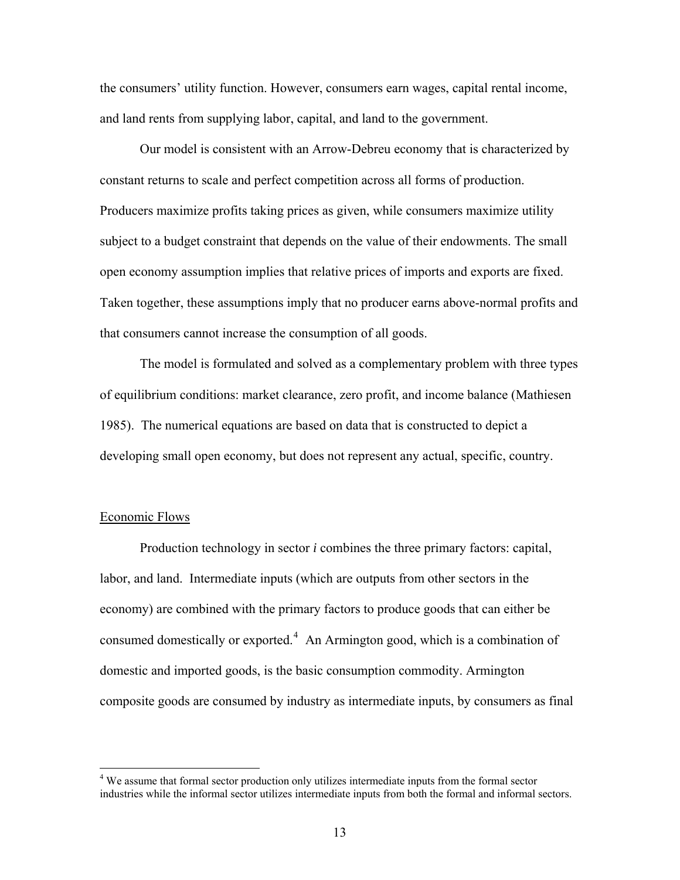the consumers' utility function. However, consumers earn wages, capital rental income, and land rents from supplying labor, capital, and land to the government.

Our model is consistent with an Arrow-Debreu economy that is characterized by constant returns to scale and perfect competition across all forms of production. Producers maximize profits taking prices as given, while consumers maximize utility subject to a budget constraint that depends on the value of their endowments. The small open economy assumption implies that relative prices of imports and exports are fixed. Taken together, these assumptions imply that no producer earns above-normal profits and that consumers cannot increase the consumption of all goods.

The model is formulated and solved as a complementary problem with three types of equilibrium conditions: market clearance, zero profit, and income balance (Mathiesen 1985). The numerical equations are based on data that is constructed to depict a developing small open economy, but does not represent any actual, specific, country.

## Economic Flows

Production technology in sector ***i*** combines the three primary factors: capital, labor, and land. Intermediate inputs (which are outputs from other sectors in the economy) are combined with the primary factors to produce goods that can either be consumed domestically or exported.[4] An Armington good, which is a combination of domestic and imported goods, is the basic consumption commodity. Armington composite goods are consumed by industry as intermediate inputs, by consumers as final

[4] We assume that formal sector production only utilizes intermediate inputs from the formal sector industries while the informal sector utilizes intermediate inputs from both the formal and informal sectors.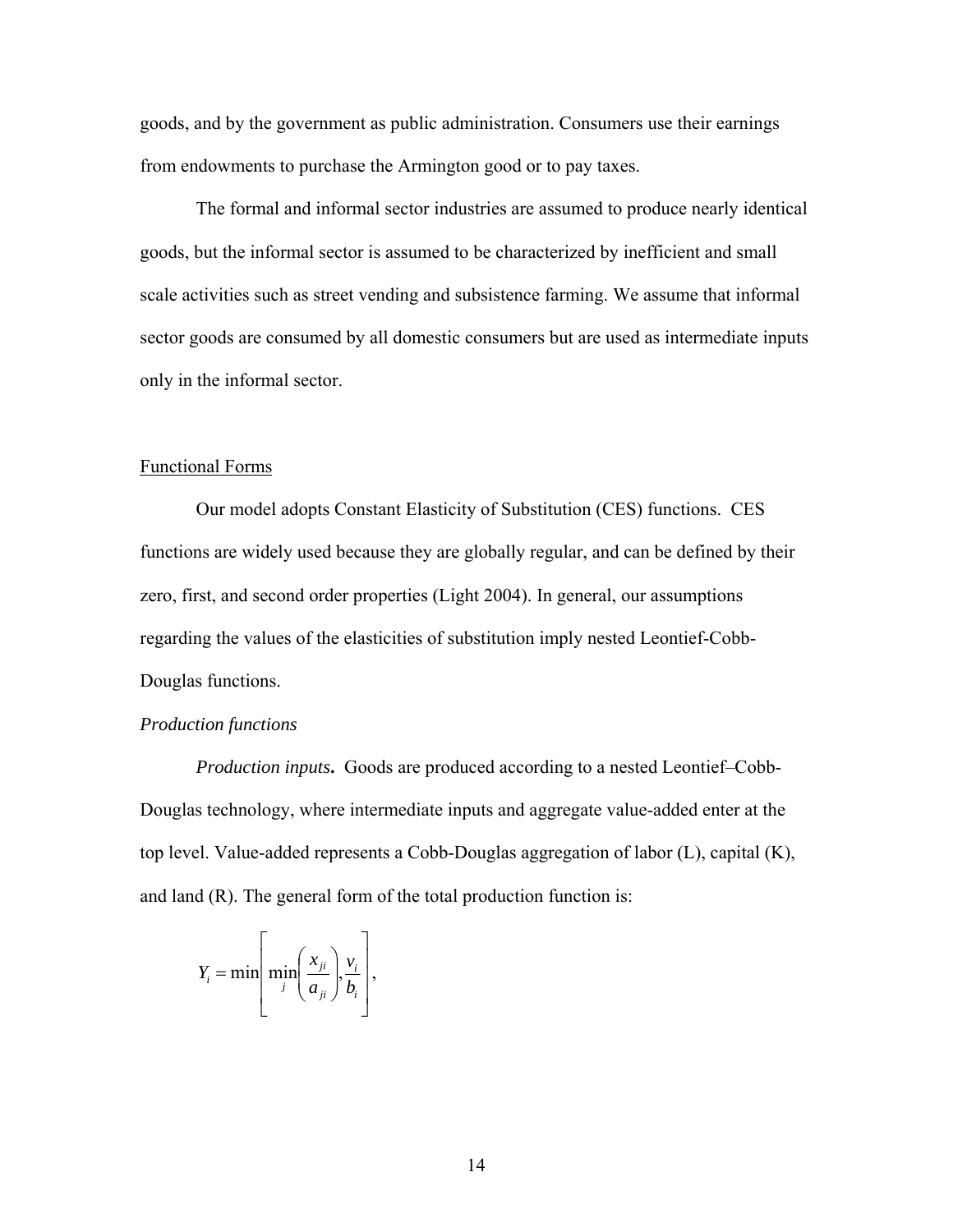goods, and by the government as public administration. Consumers use their earnings from endowments to purchase the Armington good or to pay taxes.

The formal and informal sector industries are assumed to produce nearly identical goods, but the informal sector is assumed to be characterized by inefficient and small scale activities such as street vending and subsistence farming. We assume that informal sector goods are consumed by all domestic consumers but are used as intermediate inputs only in the informal sector.

## Functional Forms

Our model adopts Constant Elasticity of Substitution (CES) functions. CES functions are widely used because they are globally regular, and can be defined by their zero, first, and second order properties (Light 2004). In general, our assumptions regarding the values of the elasticities of substitution imply nested Leontief-Cobb-Douglas functions.

### *Production functions*

*Production inputs***.** Goods are produced according to a nested Leontief–Cobb-Douglas technology, where intermediate inputs and aggregate value-added enter at the top level. Value-added represents a Cobb-Douglas aggregation of labor (L), capital (K), and land (R). The general form of the total production function is:

$$Y_i = \min\left[\min_j\left(\frac{x_{ji}}{a_{ji}}\right), \frac{v_i}{b_i}\right],$$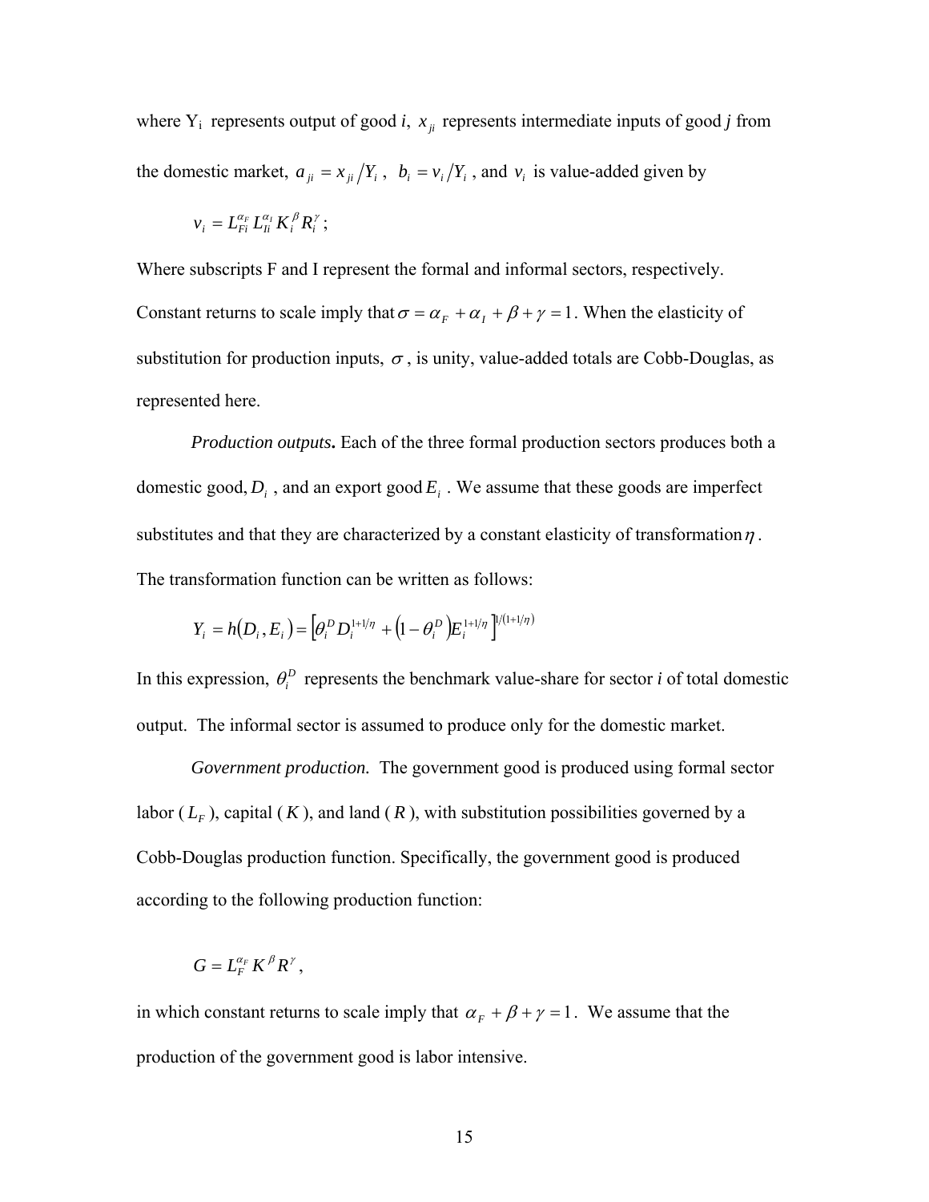where $Y_i$ represents output of good *i*, $x_{ji}$ represents intermediate inputs of good *j* from the domestic market, $a_{ji} = x_{ji}/Y_i$, $b_i = v_i/Y_i$, and $v_i$ is value-added given by

$$v_i = L_{Fi}^{\alpha_F} L_{Ii}^{\alpha_I} K_i^{\beta} R_i^{\gamma};$$

Where subscripts F and I represent the formal and informal sectors, respectively. Constant returns to scale imply that $\sigma = \alpha_F + \alpha_I + \beta + \gamma = 1$. When the elasticity of substitution for production inputs, $\sigma$, is unity, value-added totals are Cobb-Douglas, as represented here.

*Production outputs***.** Each of the three formal production sectors produces both a domestic good, $D_i$, and an export good $E_i$. We assume that these goods are imperfect substitutes and that they are characterized by a constant elasticity of transformation $\eta$. The transformation function can be written as follows:

$$Y_i = h(D_i, E_i) = \left[\theta_i^D D_i^{1+1/\eta} + \left(1 - \theta_i^D\right) E_i^{1+1/\eta}\right]^{1/(1+1/\eta)}$$

In this expression, $\theta_i^D$ represents the benchmark value-share for sector *i* of total domestic output. The informal sector is assumed to produce only for the domestic market.

*Government production.* The government good is produced using formal sector labor ($L_F$), capital ($K$), and land ($R$), with substitution possibilities governed by a Cobb-Douglas production function. Specifically, the government good is produced according to the following production function:

$$G = L_F^{\alpha_F} K^{\beta} R^{\gamma},$$

in which constant returns to scale imply that $\alpha_F + \beta + \gamma = 1$. We assume that the production of the government good is labor intensive.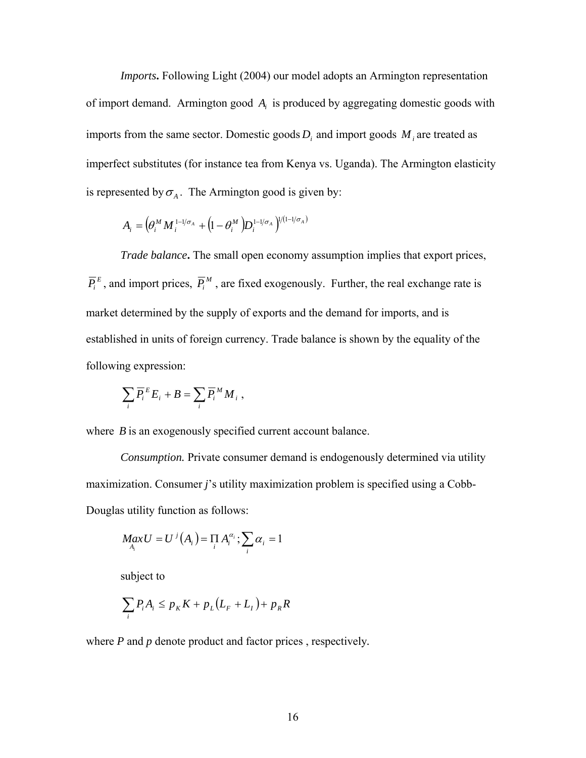*Imports***.** Following Light (2004) our model adopts an Armington representation of import demand. Armington good $A_i$ is produced by aggregating domestic goods with imports from the same sector. Domestic goods $D_i$ and import goods $M_i$ are treated as imperfect substitutes (for instance tea from Kenya vs. Uganda). The Armington elasticity is represented by $\sigma_A$. The Armington good is given by:

$$A_i = \left(\theta_i^M M_i^{1-1/\sigma_A} + \left(1-\theta_i^M\right) D_i^{1-1/\sigma_A}\right)^{1/(1-1/\sigma_A)}$$

*Trade balance***.** The small open economy assumption implies that export prices, $\overline{P}_i^E$, and import prices, $\overline{P}_i^M$, are fixed exogenously. Further, the real exchange rate is market determined by the supply of exports and the demand for imports, and is established in units of foreign currency. Trade balance is shown by the equality of the following expression:

$$\sum_i \overline{P}_i^E E_i + B = \sum_i \overline{P}_i^M M_i ,$$

where $B$ is an exogenously specified current account balance.

*Consumption.* Private consumer demand is endogenously determined via utility maximization. Consumer ***j***'s utility maximization problem is specified using a Cobb-Douglas utility function as follows:

$$\underset{A_i}{Max} U = U^j\left(A_i\right) = \prod_i A_i^{\alpha_i}; \sum_i \alpha_i = 1$$

subject to

$$\sum_i P_i A_i \leq p_K K + p_L\left(L_F + L_I\right) + p_R R$$

where *P* and *p* denote product and factor prices , respectively.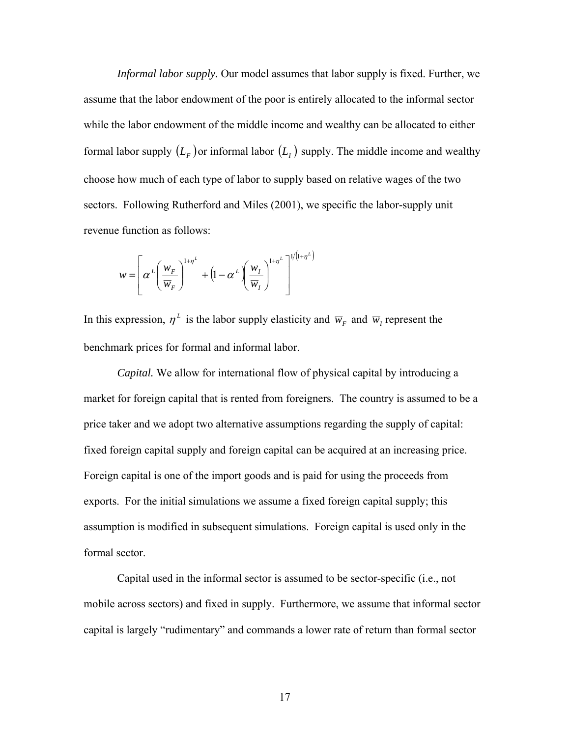*Informal labor supply.* Our model assumes that labor supply is fixed. Further, we assume that the labor endowment of the poor is entirely allocated to the informal sector while the labor endowment of the middle income and wealthy can be allocated to either formal labor supply $(L_F)$ or informal labor $(L_I)$ supply. The middle income and wealthy choose how much of each type of labor to supply based on relative wages of the two sectors. Following Rutherford and Miles (2001), we specific the labor-supply unit revenue function as follows:

$$w = \left[ \alpha^L \left( \frac{w_F}{\overline{w}_F} \right)^{1+\eta^L} + \left(1-\alpha^L\right)\left( \frac{w_I}{\overline{w}_I} \right)^{1+\eta^L} \right]^{1/\left(1+\eta^L\right)}$$

In this expression, $\eta^L$ is the labor supply elasticity and $\overline{w}_F$ and $\overline{w}_I$ represent the benchmark prices for formal and informal labor.

*Capital.* We allow for international flow of physical capital by introducing a market for foreign capital that is rented from foreigners. The country is assumed to be a price taker and we adopt two alternative assumptions regarding the supply of capital: fixed foreign capital supply and foreign capital can be acquired at an increasing price. Foreign capital is one of the import goods and is paid for using the proceeds from exports. For the initial simulations we assume a fixed foreign capital supply; this assumption is modified in subsequent simulations. Foreign capital is used only in the formal sector.

Capital used in the informal sector is assumed to be sector-specific (i.e., not mobile across sectors) and fixed in supply. Furthermore, we assume that informal sector capital is largely "rudimentary" and commands a lower rate of return than formal sector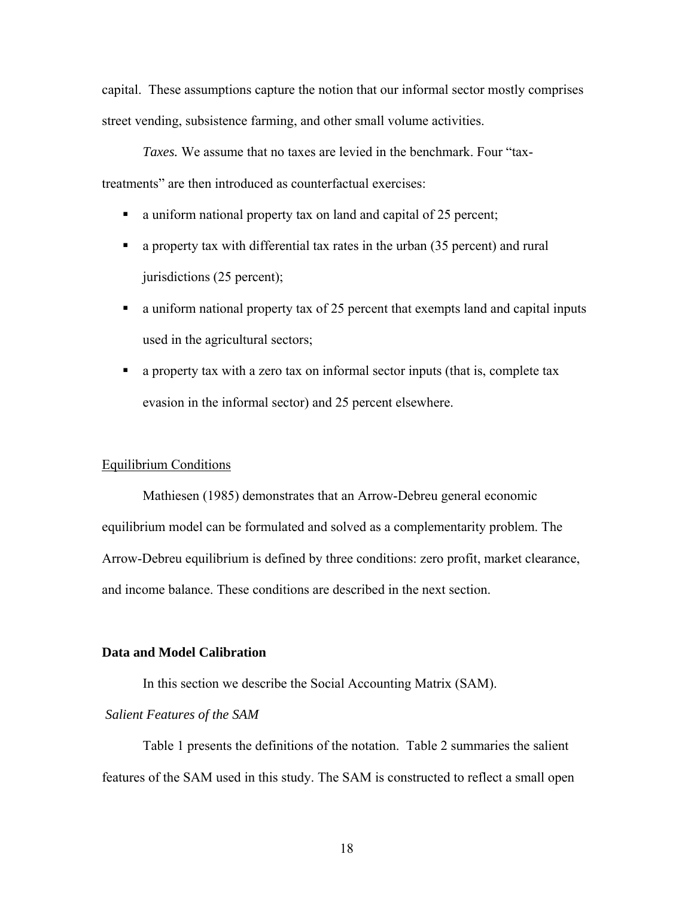capital. These assumptions capture the notion that our informal sector mostly comprises street vending, subsistence farming, and other small volume activities.

*Taxes.* We assume that no taxes are levied in the benchmark. Four "tax-treatments" are then introduced as counterfactual exercises:

- a uniform national property tax on land and capital of 25 percent;
- a property tax with differential tax rates in the urban (35 percent) and rural jurisdictions (25 percent);
- a uniform national property tax of 25 percent that exempts land and capital inputs used in the agricultural sectors;
- a property tax with a zero tax on informal sector inputs (that is, complete tax evasion in the informal sector) and 25 percent elsewhere.

Equilibrium Conditions

Mathiesen (1985) demonstrates that an Arrow-Debreu general economic equilibrium model can be formulated and solved as a complementarity problem. The Arrow-Debreu equilibrium is defined by three conditions: zero profit, market clearance, and income balance. These conditions are described in the next section.

**Data and Model Calibration**

In this section we describe the Social Accounting Matrix (SAM).

*Salient Features of the SAM*

Table 1 presents the definitions of the notation. Table 2 summaries the salient features of the SAM used in this study. The SAM is constructed to reflect a small open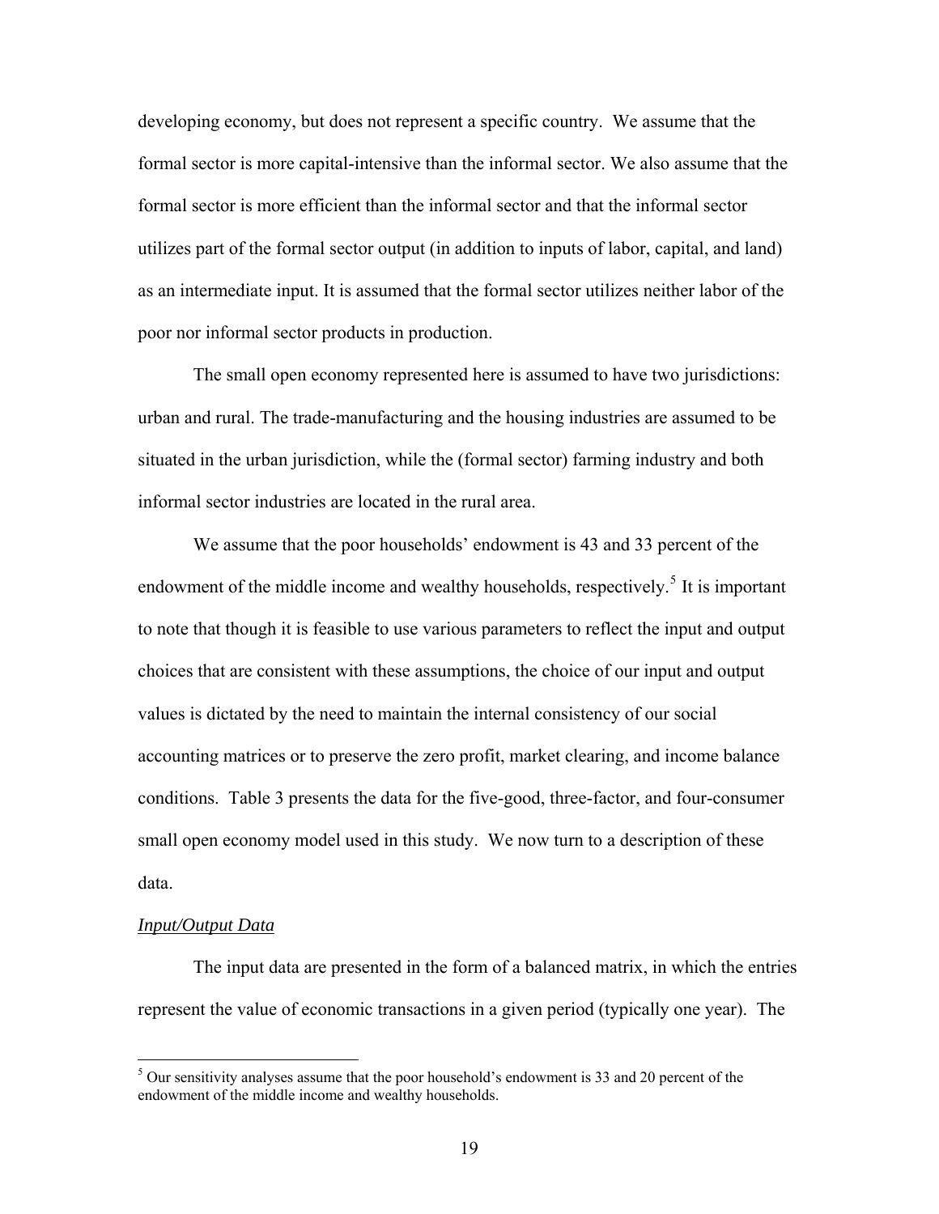developing economy, but does not represent a specific country. We assume that the formal sector is more capital-intensive than the informal sector. We also assume that the formal sector is more efficient than the informal sector and that the informal sector utilizes part of the formal sector output (in addition to inputs of labor, capital, and land) as an intermediate input. It is assumed that the formal sector utilizes neither labor of the poor nor informal sector products in production.

The small open economy represented here is assumed to have two jurisdictions: urban and rural. The trade-manufacturing and the housing industries are assumed to be situated in the urban jurisdiction, while the (formal sector) farming industry and both informal sector industries are located in the rural area.

We assume that the poor households' endowment is 43 and 33 percent of the endowment of the middle income and wealthy households, respectively.[5] It is important to note that though it is feasible to use various parameters to reflect the input and output choices that are consistent with these assumptions, the choice of our input and output values is dictated by the need to maintain the internal consistency of our social accounting matrices or to preserve the zero profit, market clearing, and income balance conditions. Table 3 presents the data for the five-good, three-factor, and four-consumer small open economy model used in this study. We now turn to a description of these data.

*Input/Output Data*

The input data are presented in the form of a balanced matrix, in which the entries represent the value of economic transactions in a given period (typically one year). The

[5] Our sensitivity analyses assume that the poor household's endowment is 33 and 20 percent of the endowment of the middle income and wealthy households.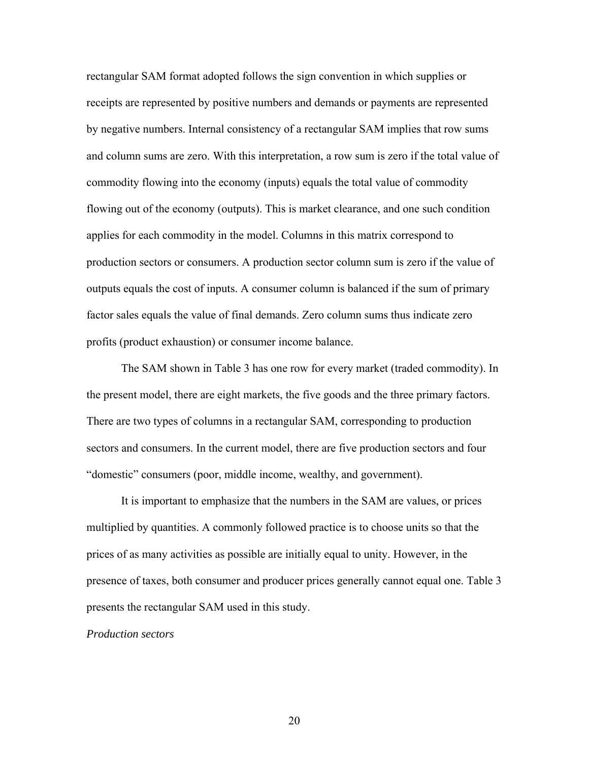rectangular SAM format adopted follows the sign convention in which supplies or receipts are represented by positive numbers and demands or payments are represented by negative numbers. Internal consistency of a rectangular SAM implies that row sums and column sums are zero. With this interpretation, a row sum is zero if the total value of commodity flowing into the economy (inputs) equals the total value of commodity flowing out of the economy (outputs). This is market clearance, and one such condition applies for each commodity in the model. Columns in this matrix correspond to production sectors or consumers. A production sector column sum is zero if the value of outputs equals the cost of inputs. A consumer column is balanced if the sum of primary factor sales equals the value of final demands. Zero column sums thus indicate zero profits (product exhaustion) or consumer income balance.

The SAM shown in Table 3 has one row for every market (traded commodity). In the present model, there are eight markets, the five goods and the three primary factors. There are two types of columns in a rectangular SAM, corresponding to production sectors and consumers. In the current model, there are five production sectors and four "domestic" consumers (poor, middle income, wealthy, and government).

It is important to emphasize that the numbers in the SAM are values, or prices multiplied by quantities. A commonly followed practice is to choose units so that the prices of as many activities as possible are initially equal to unity. However, in the presence of taxes, both consumer and producer prices generally cannot equal one. Table 3 presents the rectangular SAM used in this study.

*Production sectors*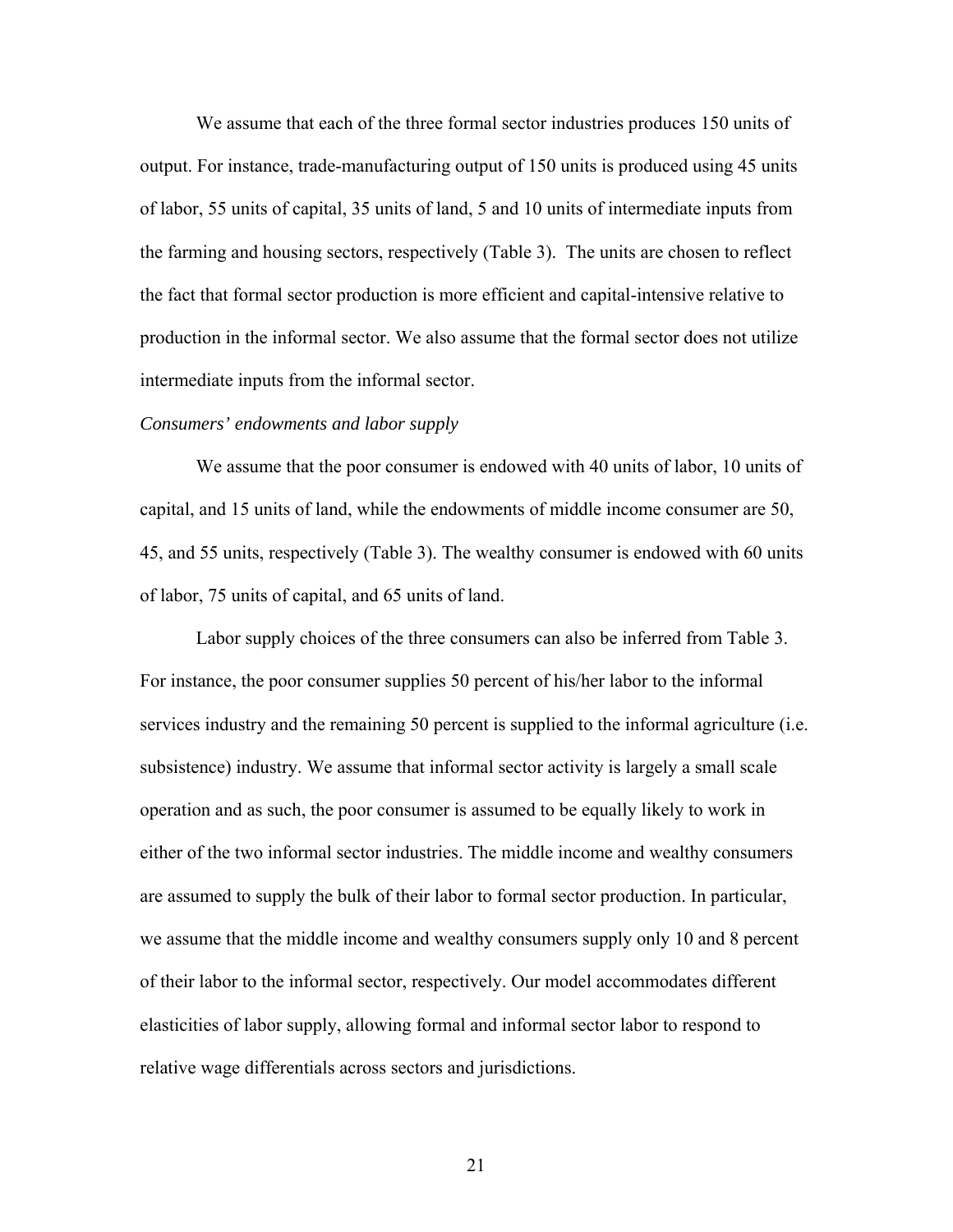We assume that each of the three formal sector industries produces 150 units of output. For instance, trade-manufacturing output of 150 units is produced using 45 units of labor, 55 units of capital, 35 units of land, 5 and 10 units of intermediate inputs from the farming and housing sectors, respectively (Table 3). The units are chosen to reflect the fact that formal sector production is more efficient and capital-intensive relative to production in the informal sector. We also assume that the formal sector does not utilize intermediate inputs from the informal sector.

*Consumers' endowments and labor supply*

We assume that the poor consumer is endowed with 40 units of labor, 10 units of capital, and 15 units of land, while the endowments of middle income consumer are 50, 45, and 55 units, respectively (Table 3). The wealthy consumer is endowed with 60 units of labor, 75 units of capital, and 65 units of land.

Labor supply choices of the three consumers can also be inferred from Table 3. For instance, the poor consumer supplies 50 percent of his/her labor to the informal services industry and the remaining 50 percent is supplied to the informal agriculture (i.e. subsistence) industry. We assume that informal sector activity is largely a small scale operation and as such, the poor consumer is assumed to be equally likely to work in either of the two informal sector industries. The middle income and wealthy consumers are assumed to supply the bulk of their labor to formal sector production. In particular, we assume that the middle income and wealthy consumers supply only 10 and 8 percent of their labor to the informal sector, respectively. Our model accommodates different elasticities of labor supply, allowing formal and informal sector labor to respond to relative wage differentials across sectors and jurisdictions.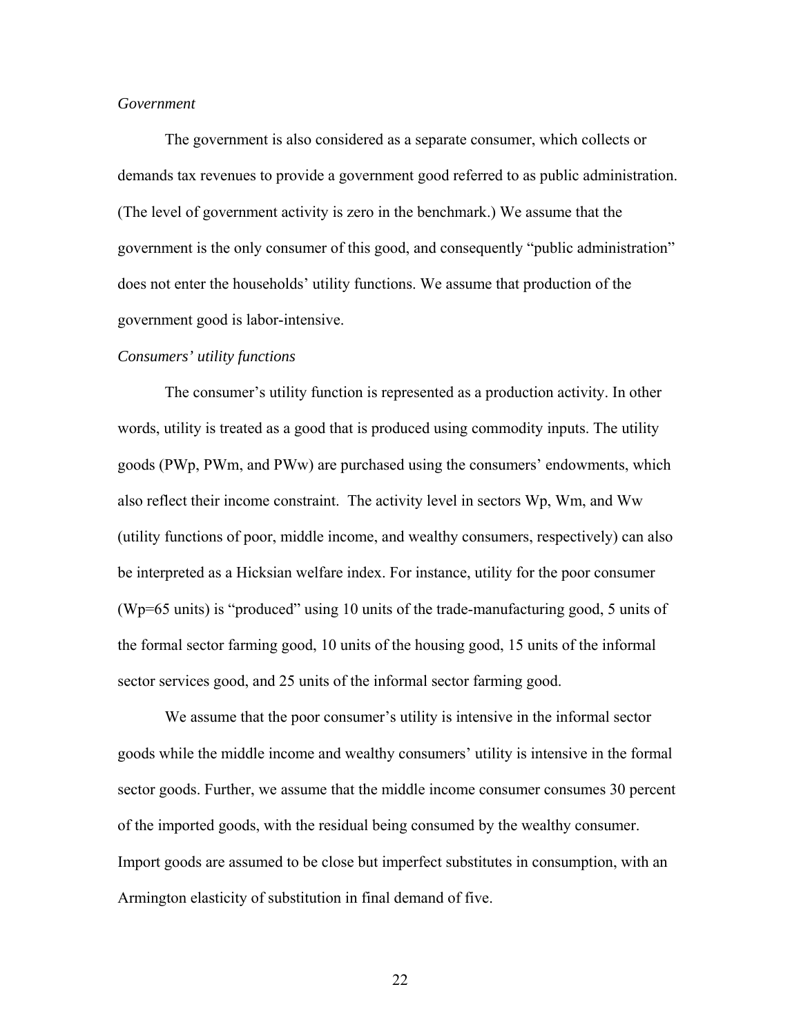*Government*

The government is also considered as a separate consumer, which collects or demands tax revenues to provide a government good referred to as public administration. (The level of government activity is zero in the benchmark.) We assume that the government is the only consumer of this good, and consequently "public administration" does not enter the households' utility functions. We assume that production of the government good is labor-intensive.

*Consumers' utility functions*

The consumer's utility function is represented as a production activity. In other words, utility is treated as a good that is produced using commodity inputs. The utility goods (PWp, PWm, and PWw) are purchased using the consumers' endowments, which also reflect their income constraint. The activity level in sectors Wp, Wm, and Ww (utility functions of poor, middle income, and wealthy consumers, respectively) can also be interpreted as a Hicksian welfare index. For instance, utility for the poor consumer (Wp=65 units) is "produced" using 10 units of the trade-manufacturing good, 5 units of the formal sector farming good, 10 units of the housing good, 15 units of the informal sector services good, and 25 units of the informal sector farming good.

We assume that the poor consumer's utility is intensive in the informal sector goods while the middle income and wealthy consumers' utility is intensive in the formal sector goods. Further, we assume that the middle income consumer consumes 30 percent of the imported goods, with the residual being consumed by the wealthy consumer. Import goods are assumed to be close but imperfect substitutes in consumption, with an Armington elasticity of substitution in final demand of five.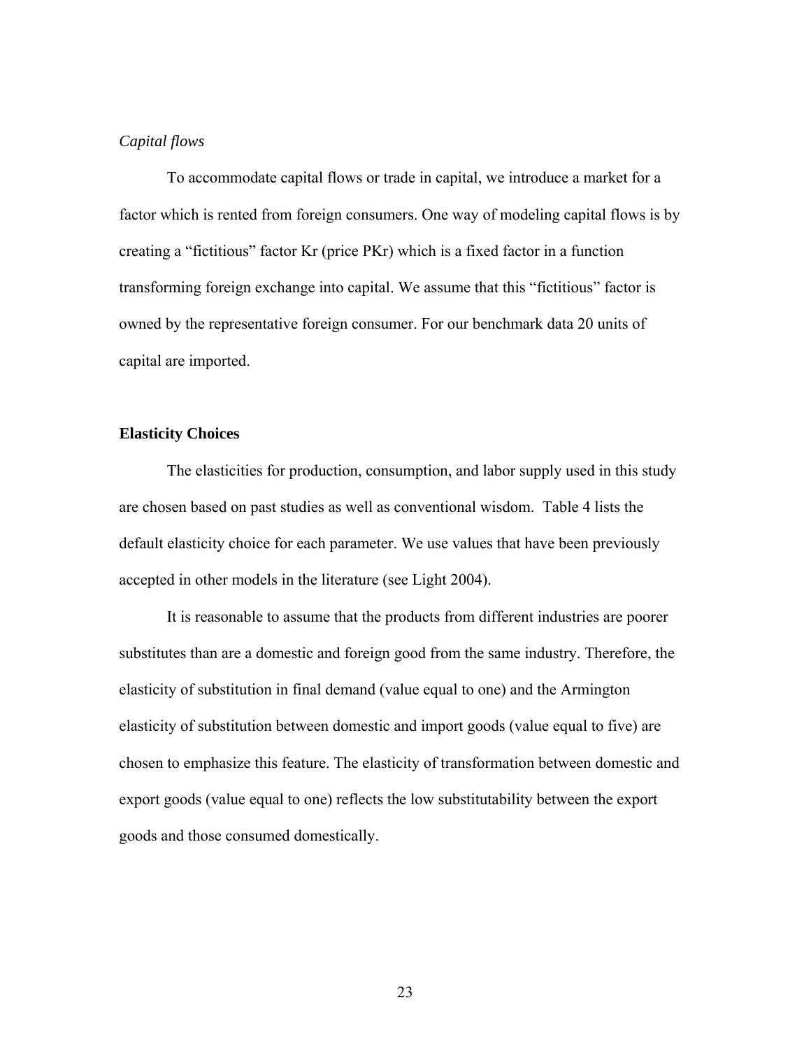*Capital flows*

To accommodate capital flows or trade in capital, we introduce a market for a factor which is rented from foreign consumers. One way of modeling capital flows is by creating a "fictitious" factor Kr (price PKr) which is a fixed factor in a function transforming foreign exchange into capital. We assume that this "fictitious" factor is owned by the representative foreign consumer. For our benchmark data 20 units of capital are imported.

**Elasticity Choices**

The elasticities for production, consumption, and labor supply used in this study are chosen based on past studies as well as conventional wisdom. Table 4 lists the default elasticity choice for each parameter. We use values that have been previously accepted in other models in the literature (see Light 2004).

It is reasonable to assume that the products from different industries are poorer substitutes than are a domestic and foreign good from the same industry. Therefore, the elasticity of substitution in final demand (value equal to one) and the Armington elasticity of substitution between domestic and import goods (value equal to five) are chosen to emphasize this feature. The elasticity of transformation between domestic and export goods (value equal to one) reflects the low substitutability between the export goods and those consumed domestically.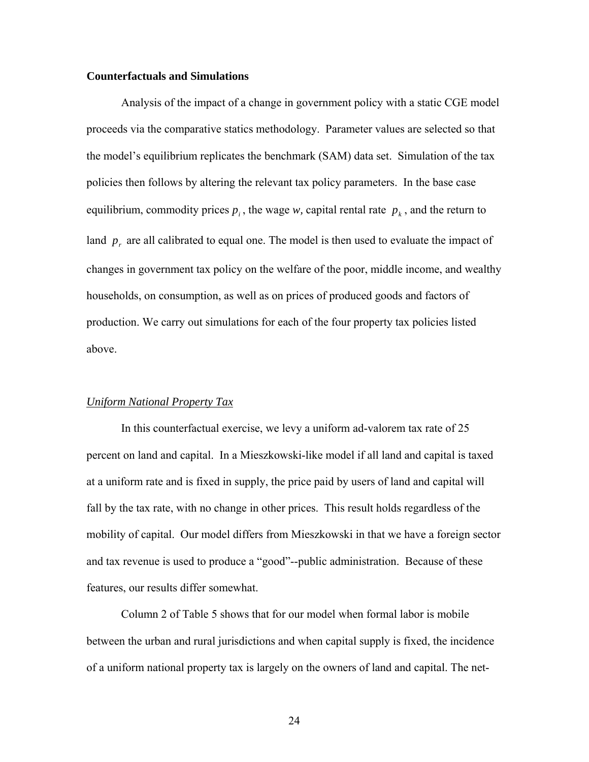**Counterfactuals and Simulations**

Analysis of the impact of a change in government policy with a static CGE model proceeds via the comparative statics methodology. Parameter values are selected so that the model's equilibrium replicates the benchmark (SAM) data set. Simulation of the tax policies then follows by altering the relevant tax policy parameters. In the base case equilibrium, commodity prices $p_i$, the wage *w,* capital rental rate $p_k$, and the return to land $p_r$ are all calibrated to equal one. The model is then used to evaluate the impact of changes in government tax policy on the welfare of the poor, middle income, and wealthy households, on consumption, as well as on prices of produced goods and factors of production. We carry out simulations for each of the four property tax policies listed above.

*Uniform National Property Tax*

In this counterfactual exercise, we levy a uniform ad-valorem tax rate of 25 percent on land and capital. In a Mieszkowski-like model if all land and capital is taxed at a uniform rate and is fixed in supply, the price paid by users of land and capital will fall by the tax rate, with no change in other prices. This result holds regardless of the mobility of capital. Our model differs from Mieszkowski in that we have a foreign sector and tax revenue is used to produce a "good"--public administration. Because of these features, our results differ somewhat.

Column 2 of Table 5 shows that for our model when formal labor is mobile between the urban and rural jurisdictions and when capital supply is fixed, the incidence of a uniform national property tax is largely on the owners of land and capital. The net-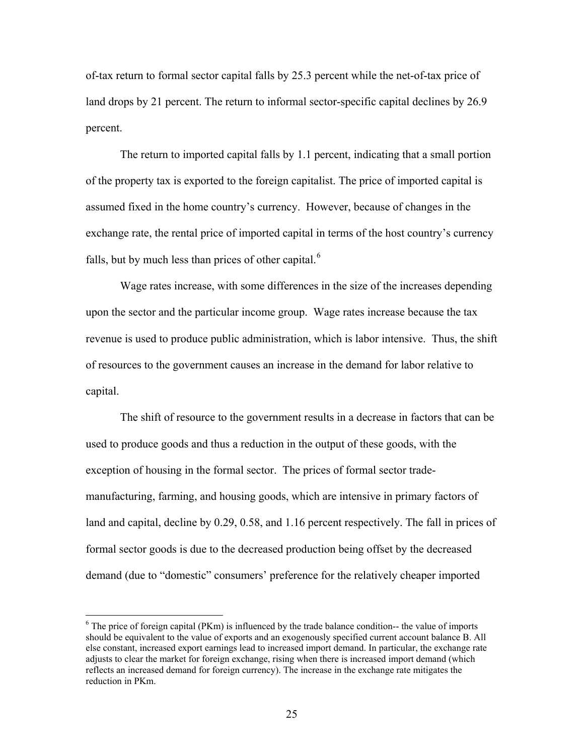of-tax return to formal sector capital falls by 25.3 percent while the net-of-tax price of land drops by 21 percent. The return to informal sector-specific capital declines by 26.9 percent.

The return to imported capital falls by 1.1 percent, indicating that a small portion of the property tax is exported to the foreign capitalist. The price of imported capital is assumed fixed in the home country's currency. However, because of changes in the exchange rate, the rental price of imported capital in terms of the host country's currency falls, but by much less than prices of other capital.[6]

Wage rates increase, with some differences in the size of the increases depending upon the sector and the particular income group. Wage rates increase because the tax revenue is used to produce public administration, which is labor intensive. Thus, the shift of resources to the government causes an increase in the demand for labor relative to capital.

The shift of resource to the government results in a decrease in factors that can be used to produce goods and thus a reduction in the output of these goods, with the exception of housing in the formal sector. The prices of formal sector trade-manufacturing, farming, and housing goods, which are intensive in primary factors of land and capital, decline by 0.29, 0.58, and 1.16 percent respectively. The fall in prices of formal sector goods is due to the decreased production being offset by the decreased demand (due to "domestic" consumers' preference for the relatively cheaper imported

[6] The price of foreign capital (PKm) is influenced by the trade balance condition-- the value of imports should be equivalent to the value of exports and an exogenously specified current account balance B. All else constant, increased export earnings lead to increased import demand. In particular, the exchange rate adjusts to clear the market for foreign exchange, rising when there is increased import demand (which reflects an increased demand for foreign currency). The increase in the exchange rate mitigates the reduction in PKm.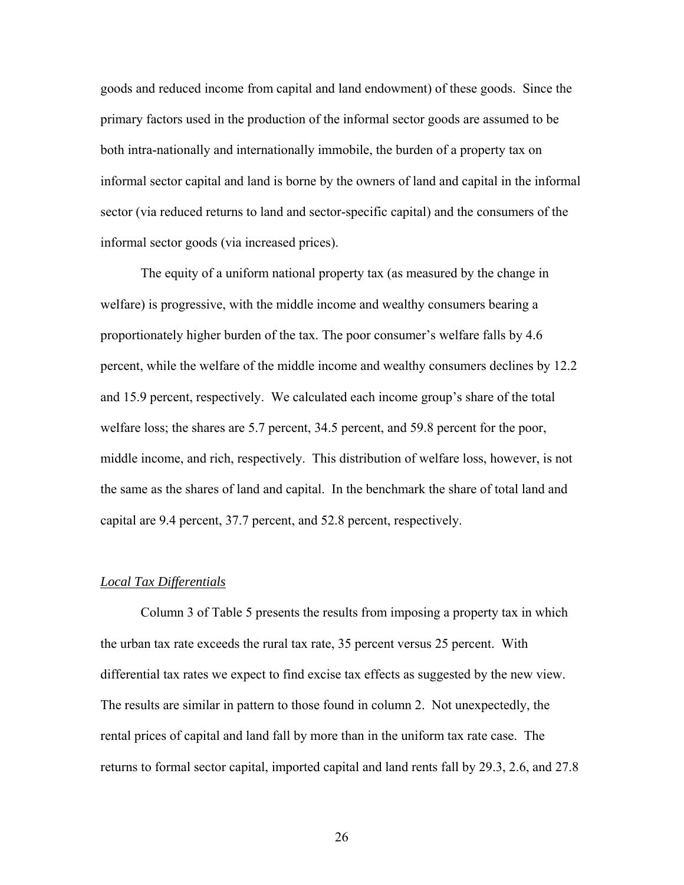goods and reduced income from capital and land endowment) of these goods. Since the primary factors used in the production of the informal sector goods are assumed to be both intra-nationally and internationally immobile, the burden of a property tax on informal sector capital and land is borne by the owners of land and capital in the informal sector (via reduced returns to land and sector-specific capital) and the consumers of the informal sector goods (via increased prices).

The equity of a uniform national property tax (as measured by the change in welfare) is progressive, with the middle income and wealthy consumers bearing a proportionately higher burden of the tax. The poor consumer's welfare falls by 4.6 percent, while the welfare of the middle income and wealthy consumers declines by 12.2 and 15.9 percent, respectively. We calculated each income group's share of the total welfare loss; the shares are 5.7 percent, 34.5 percent, and 59.8 percent for the poor, middle income, and rich, respectively. This distribution of welfare loss, however, is not the same as the shares of land and capital. In the benchmark the share of total land and capital are 9.4 percent, 37.7 percent, and 52.8 percent, respectively.

*Local Tax Differentials*

Column 3 of Table 5 presents the results from imposing a property tax in which the urban tax rate exceeds the rural tax rate, 35 percent versus 25 percent. With differential tax rates we expect to find excise tax effects as suggested by the new view. The results are similar in pattern to those found in column 2. Not unexpectedly, the rental prices of capital and land fall by more than in the uniform tax rate case. The returns to formal sector capital, imported capital and land rents fall by 29.3, 2.6, and 27.8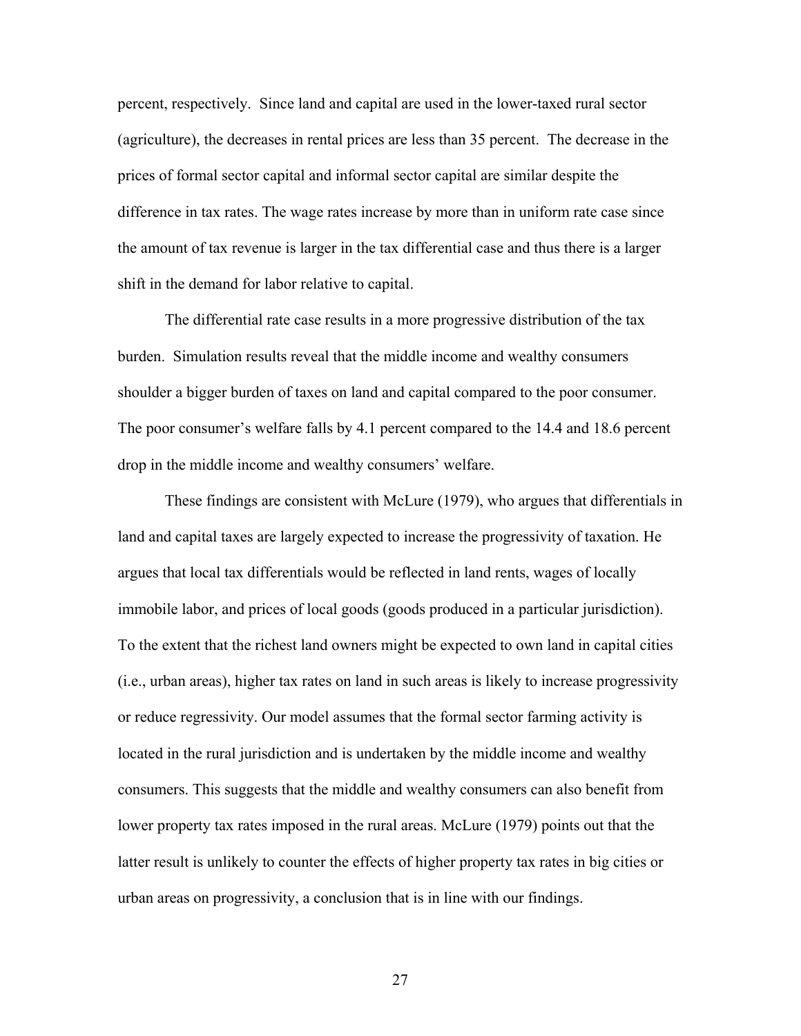percent, respectively. Since land and capital are used in the lower-taxed rural sector (agriculture), the decreases in rental prices are less than 35 percent. The decrease in the prices of formal sector capital and informal sector capital are similar despite the difference in tax rates. The wage rates increase by more than in uniform rate case since the amount of tax revenue is larger in the tax differential case and thus there is a larger shift in the demand for labor relative to capital.

The differential rate case results in a more progressive distribution of the tax burden. Simulation results reveal that the middle income and wealthy consumers shoulder a bigger burden of taxes on land and capital compared to the poor consumer. The poor consumer's welfare falls by 4.1 percent compared to the 14.4 and 18.6 percent drop in the middle income and wealthy consumers' welfare.

These findings are consistent with McLure (1979), who argues that differentials in land and capital taxes are largely expected to increase the progressivity of taxation. He argues that local tax differentials would be reflected in land rents, wages of locally immobile labor, and prices of local goods (goods produced in a particular jurisdiction). To the extent that the richest land owners might be expected to own land in capital cities (i.e., urban areas), higher tax rates on land in such areas is likely to increase progressivity or reduce regressivity. Our model assumes that the formal sector farming activity is located in the rural jurisdiction and is undertaken by the middle income and wealthy consumers. This suggests that the middle and wealthy consumers can also benefit from lower property tax rates imposed in the rural areas. McLure (1979) points out that the latter result is unlikely to counter the effects of higher property tax rates in big cities or urban areas on progressivity, a conclusion that is in line with our findings.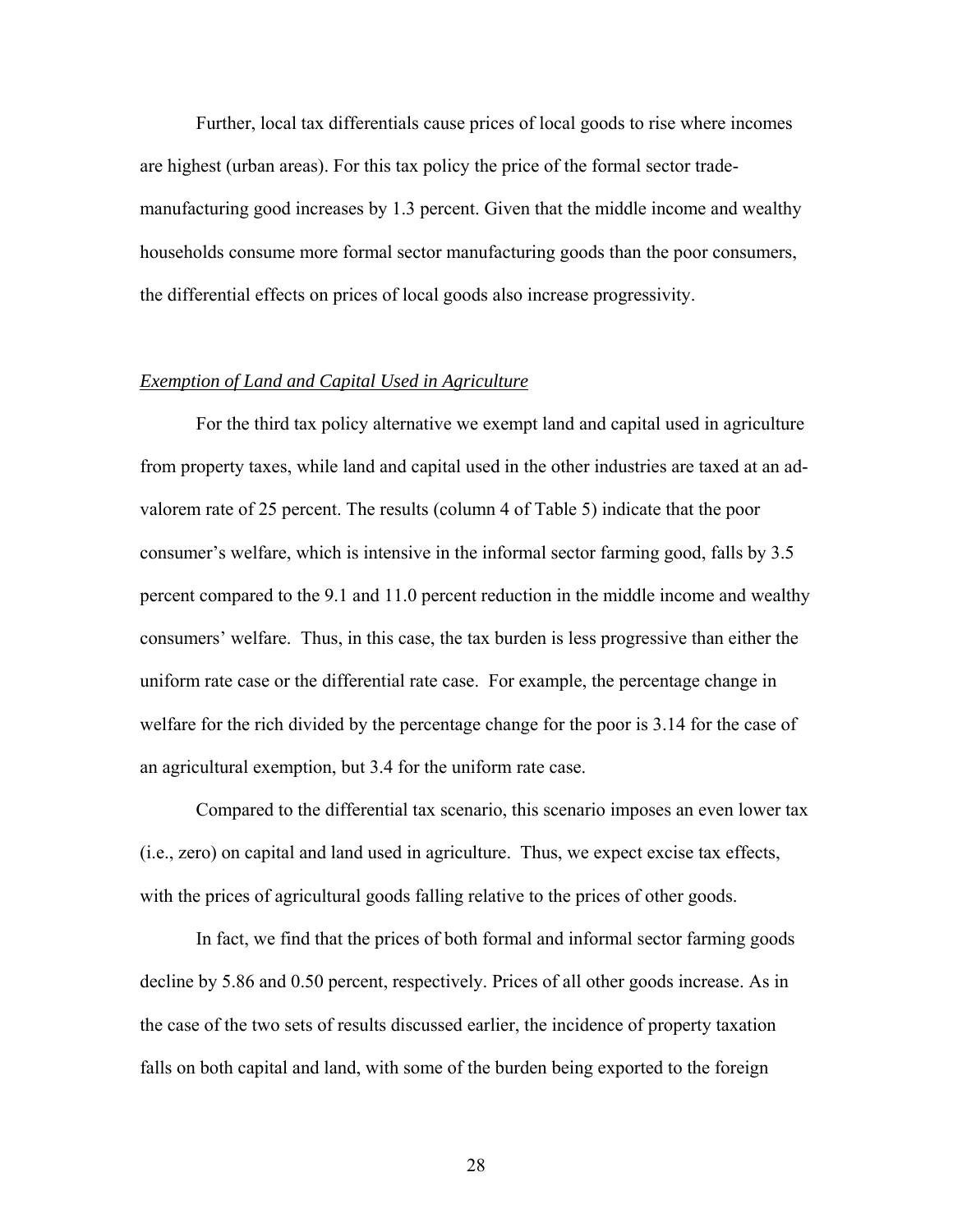Further, local tax differentials cause prices of local goods to rise where incomes are highest (urban areas). For this tax policy the price of the formal sector trade-manufacturing good increases by 1.3 percent. Given that the middle income and wealthy households consume more formal sector manufacturing goods than the poor consumers, the differential effects on prices of local goods also increase progressivity.

*Exemption of Land and Capital Used in Agriculture*

For the third tax policy alternative we exempt land and capital used in agriculture from property taxes, while land and capital used in the other industries are taxed at an ad-valorem rate of 25 percent. The results (column 4 of Table 5) indicate that the poor consumer's welfare, which is intensive in the informal sector farming good, falls by 3.5 percent compared to the 9.1 and 11.0 percent reduction in the middle income and wealthy consumers' welfare. Thus, in this case, the tax burden is less progressive than either the uniform rate case or the differential rate case. For example, the percentage change in welfare for the rich divided by the percentage change for the poor is 3.14 for the case of an agricultural exemption, but 3.4 for the uniform rate case.

Compared to the differential tax scenario, this scenario imposes an even lower tax (i.e., zero) on capital and land used in agriculture. Thus, we expect excise tax effects, with the prices of agricultural goods falling relative to the prices of other goods.

In fact, we find that the prices of both formal and informal sector farming goods decline by 5.86 and 0.50 percent, respectively. Prices of all other goods increase. As in the case of the two sets of results discussed earlier, the incidence of property taxation falls on both capital and land, with some of the burden being exported to the foreign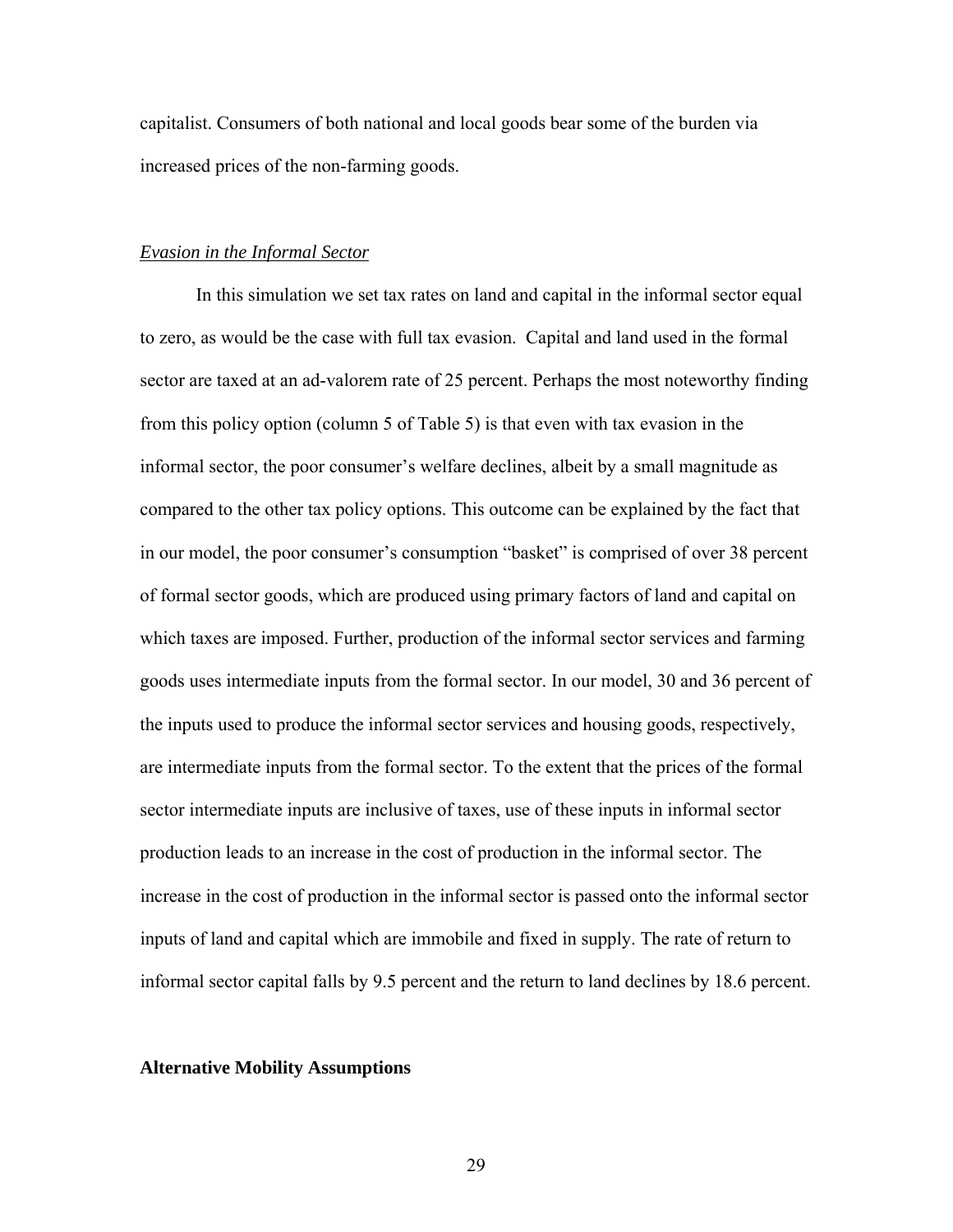capitalist. Consumers of both national and local goods bear some of the burden via increased prices of the non-farming goods.

*Evasion in the Informal Sector*

In this simulation we set tax rates on land and capital in the informal sector equal to zero, as would be the case with full tax evasion. Capital and land used in the formal sector are taxed at an ad-valorem rate of 25 percent. Perhaps the most noteworthy finding from this policy option (column 5 of Table 5) is that even with tax evasion in the informal sector, the poor consumer's welfare declines, albeit by a small magnitude as compared to the other tax policy options. This outcome can be explained by the fact that in our model, the poor consumer's consumption "basket" is comprised of over 38 percent of formal sector goods, which are produced using primary factors of land and capital on which taxes are imposed. Further, production of the informal sector services and farming goods uses intermediate inputs from the formal sector. In our model, 30 and 36 percent of the inputs used to produce the informal sector services and housing goods, respectively, are intermediate inputs from the formal sector. To the extent that the prices of the formal sector intermediate inputs are inclusive of taxes, use of these inputs in informal sector production leads to an increase in the cost of production in the informal sector. The increase in the cost of production in the informal sector is passed onto the informal sector inputs of land and capital which are immobile and fixed in supply. The rate of return to informal sector capital falls by 9.5 percent and the return to land declines by 18.6 percent.

**Alternative Mobility Assumptions**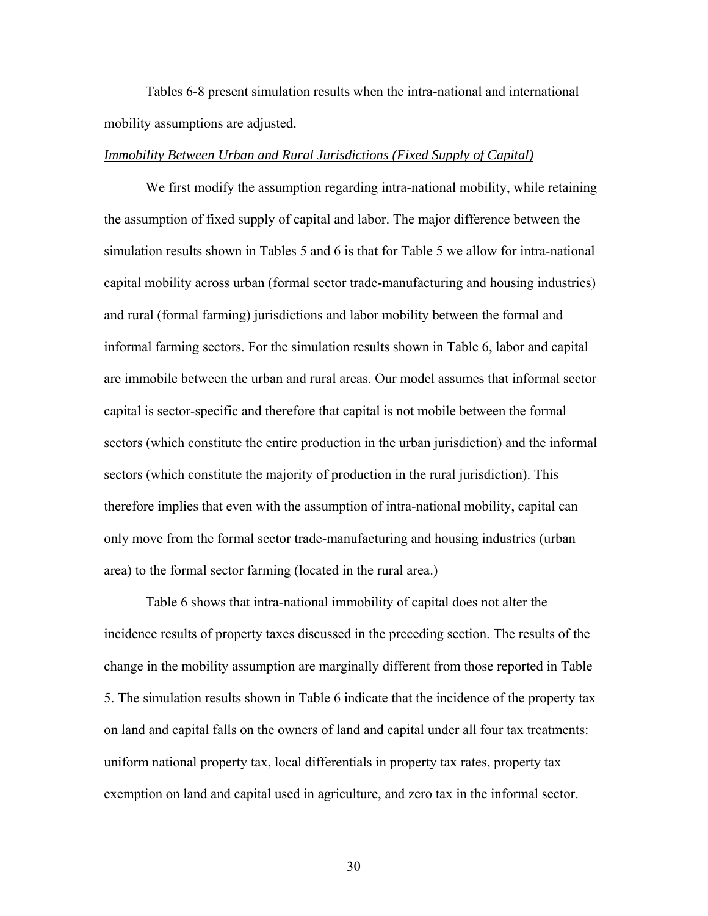Tables 6-8 present simulation results when the intra-national and international mobility assumptions are adjusted.

*Immobility Between Urban and Rural Jurisdictions (Fixed Supply of Capital)*

We first modify the assumption regarding intra-national mobility, while retaining the assumption of fixed supply of capital and labor. The major difference between the simulation results shown in Tables 5 and 6 is that for Table 5 we allow for intra-national capital mobility across urban (formal sector trade-manufacturing and housing industries) and rural (formal farming) jurisdictions and labor mobility between the formal and informal farming sectors. For the simulation results shown in Table 6, labor and capital are immobile between the urban and rural areas. Our model assumes that informal sector capital is sector-specific and therefore that capital is not mobile between the formal sectors (which constitute the entire production in the urban jurisdiction) and the informal sectors (which constitute the majority of production in the rural jurisdiction). This therefore implies that even with the assumption of intra-national mobility, capital can only move from the formal sector trade-manufacturing and housing industries (urban area) to the formal sector farming (located in the rural area.)

Table 6 shows that intra-national immobility of capital does not alter the incidence results of property taxes discussed in the preceding section. The results of the change in the mobility assumption are marginally different from those reported in Table 5. The simulation results shown in Table 6 indicate that the incidence of the property tax on land and capital falls on the owners of land and capital under all four tax treatments: uniform national property tax, local differentials in property tax rates, property tax exemption on land and capital used in agriculture, and zero tax in the informal sector.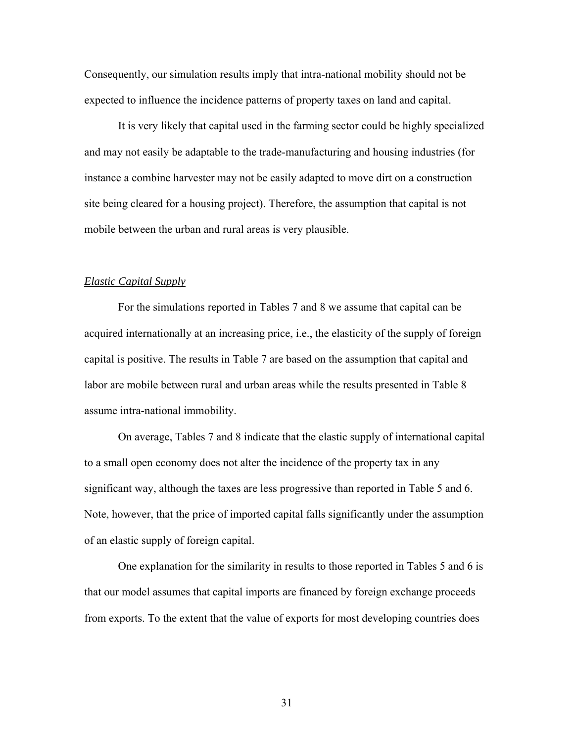Consequently, our simulation results imply that intra-national mobility should not be expected to influence the incidence patterns of property taxes on land and capital.

It is very likely that capital used in the farming sector could be highly specialized and may not easily be adaptable to the trade-manufacturing and housing industries (for instance a combine harvester may not be easily adapted to move dirt on a construction site being cleared for a housing project). Therefore, the assumption that capital is not mobile between the urban and rural areas is very plausible.

*Elastic Capital Supply*

For the simulations reported in Tables 7 and 8 we assume that capital can be acquired internationally at an increasing price, i.e., the elasticity of the supply of foreign capital is positive. The results in Table 7 are based on the assumption that capital and labor are mobile between rural and urban areas while the results presented in Table 8 assume intra-national immobility.

On average, Tables 7 and 8 indicate that the elastic supply of international capital to a small open economy does not alter the incidence of the property tax in any significant way, although the taxes are less progressive than reported in Table 5 and 6. Note, however, that the price of imported capital falls significantly under the assumption of an elastic supply of foreign capital.

One explanation for the similarity in results to those reported in Tables 5 and 6 is that our model assumes that capital imports are financed by foreign exchange proceeds from exports. To the extent that the value of exports for most developing countries does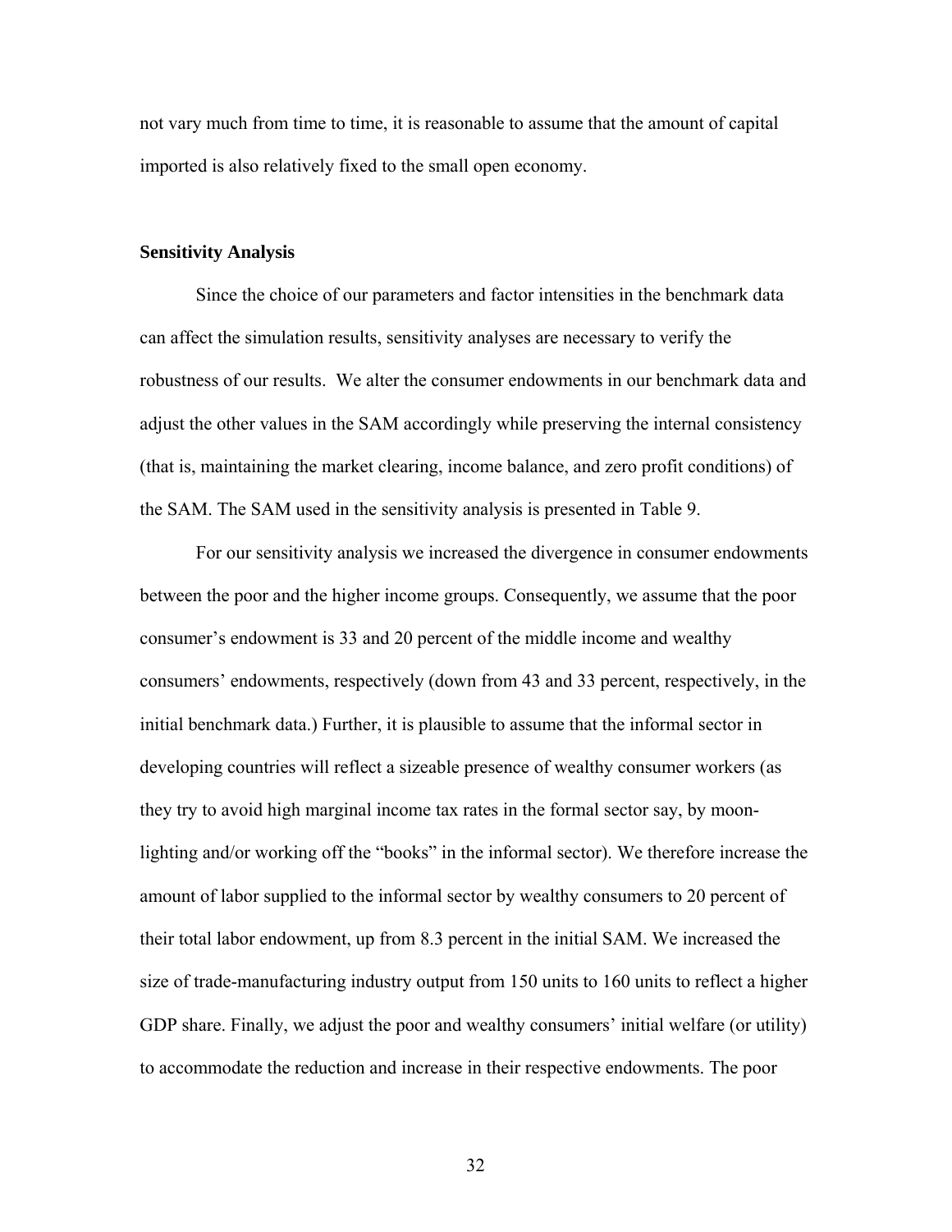not vary much from time to time, it is reasonable to assume that the amount of capital imported is also relatively fixed to the small open economy.

### Sensitivity Analysis

Since the choice of our parameters and factor intensities in the benchmark data can affect the simulation results, sensitivity analyses are necessary to verify the robustness of our results. We alter the consumer endowments in our benchmark data and adjust the other values in the SAM accordingly while preserving the internal consistency (that is, maintaining the market clearing, income balance, and zero profit conditions) of the SAM. The SAM used in the sensitivity analysis is presented in Table 9.

For our sensitivity analysis we increased the divergence in consumer endowments between the poor and the higher income groups. Consequently, we assume that the poor consumer's endowment is 33 and 20 percent of the middle income and wealthy consumers' endowments, respectively (down from 43 and 33 percent, respectively, in the initial benchmark data.) Further, it is plausible to assume that the informal sector in developing countries will reflect a sizeable presence of wealthy consumer workers (as they try to avoid high marginal income tax rates in the formal sector say, by moon-lighting and/or working off the "books" in the informal sector). We therefore increase the amount of labor supplied to the informal sector by wealthy consumers to 20 percent of their total labor endowment, up from 8.3 percent in the initial SAM. We increased the size of trade-manufacturing industry output from 150 units to 160 units to reflect a higher GDP share. Finally, we adjust the poor and wealthy consumers' initial welfare (or utility) to accommodate the reduction and increase in their respective endowments. The poor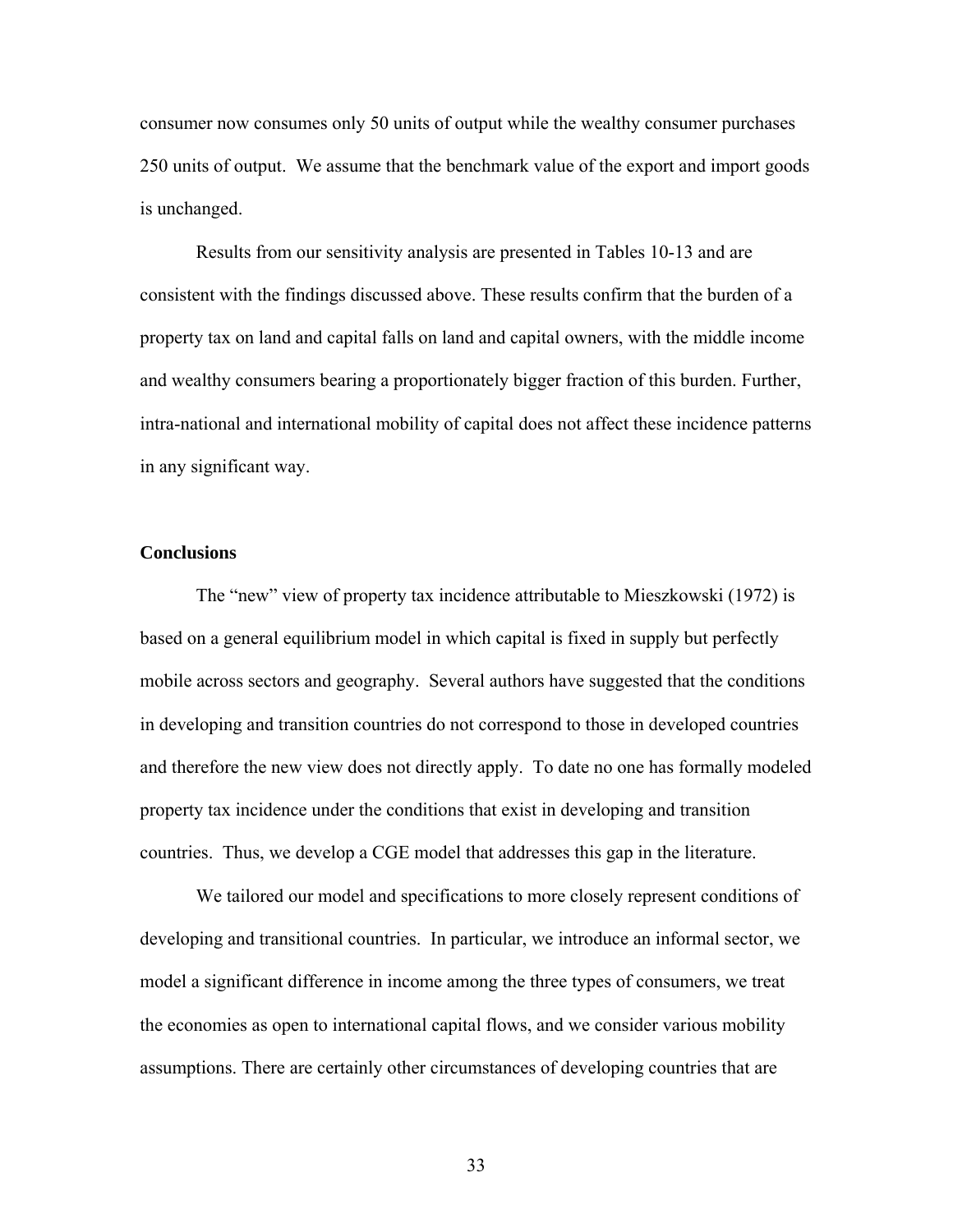consumer now consumes only 50 units of output while the wealthy consumer purchases 250 units of output. We assume that the benchmark value of the export and import goods is unchanged.

Results from our sensitivity analysis are presented in Tables 10-13 and are consistent with the findings discussed above. These results confirm that the burden of a property tax on land and capital falls on land and capital owners, with the middle income and wealthy consumers bearing a proportionately bigger fraction of this burden. Further, intra-national and international mobility of capital does not affect these incidence patterns in any significant way.

## Conclusions

The "new" view of property tax incidence attributable to Mieszkowski (1972) is based on a general equilibrium model in which capital is fixed in supply but perfectly mobile across sectors and geography. Several authors have suggested that the conditions in developing and transition countries do not correspond to those in developed countries and therefore the new view does not directly apply. To date no one has formally modeled property tax incidence under the conditions that exist in developing and transition countries. Thus, we develop a CGE model that addresses this gap in the literature.

We tailored our model and specifications to more closely represent conditions of developing and transitional countries. In particular, we introduce an informal sector, we model a significant difference in income among the three types of consumers, we treat the economies as open to international capital flows, and we consider various mobility assumptions. There are certainly other circumstances of developing countries that are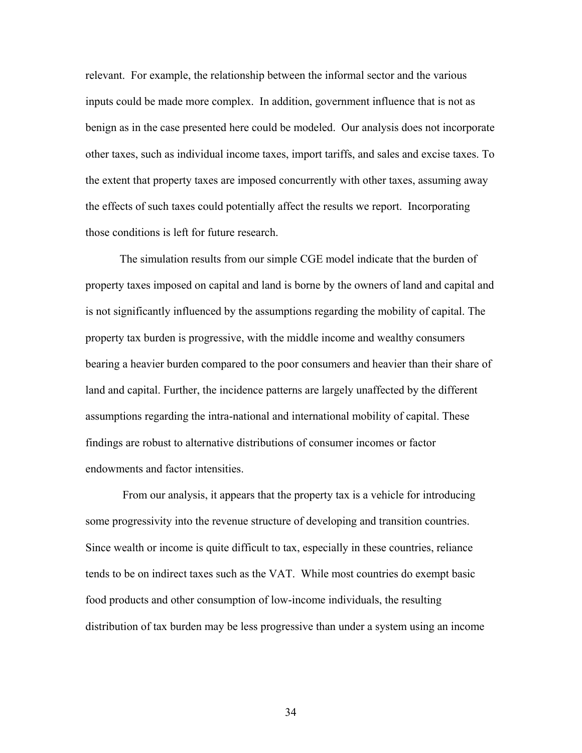relevant. For example, the relationship between the informal sector and the various inputs could be made more complex. In addition, government influence that is not as benign as in the case presented here could be modeled. Our analysis does not incorporate other taxes, such as individual income taxes, import tariffs, and sales and excise taxes. To the extent that property taxes are imposed concurrently with other taxes, assuming away the effects of such taxes could potentially affect the results we report. Incorporating those conditions is left for future research.

The simulation results from our simple CGE model indicate that the burden of property taxes imposed on capital and land is borne by the owners of land and capital and is not significantly influenced by the assumptions regarding the mobility of capital. The property tax burden is progressive, with the middle income and wealthy consumers bearing a heavier burden compared to the poor consumers and heavier than their share of land and capital. Further, the incidence patterns are largely unaffected by the different assumptions regarding the intra-national and international mobility of capital. These findings are robust to alternative distributions of consumer incomes or factor endowments and factor intensities.

From our analysis, it appears that the property tax is a vehicle for introducing some progressivity into the revenue structure of developing and transition countries. Since wealth or income is quite difficult to tax, especially in these countries, reliance tends to be on indirect taxes such as the VAT. While most countries do exempt basic food products and other consumption of low-income individuals, the resulting distribution of tax burden may be less progressive than under a system using an income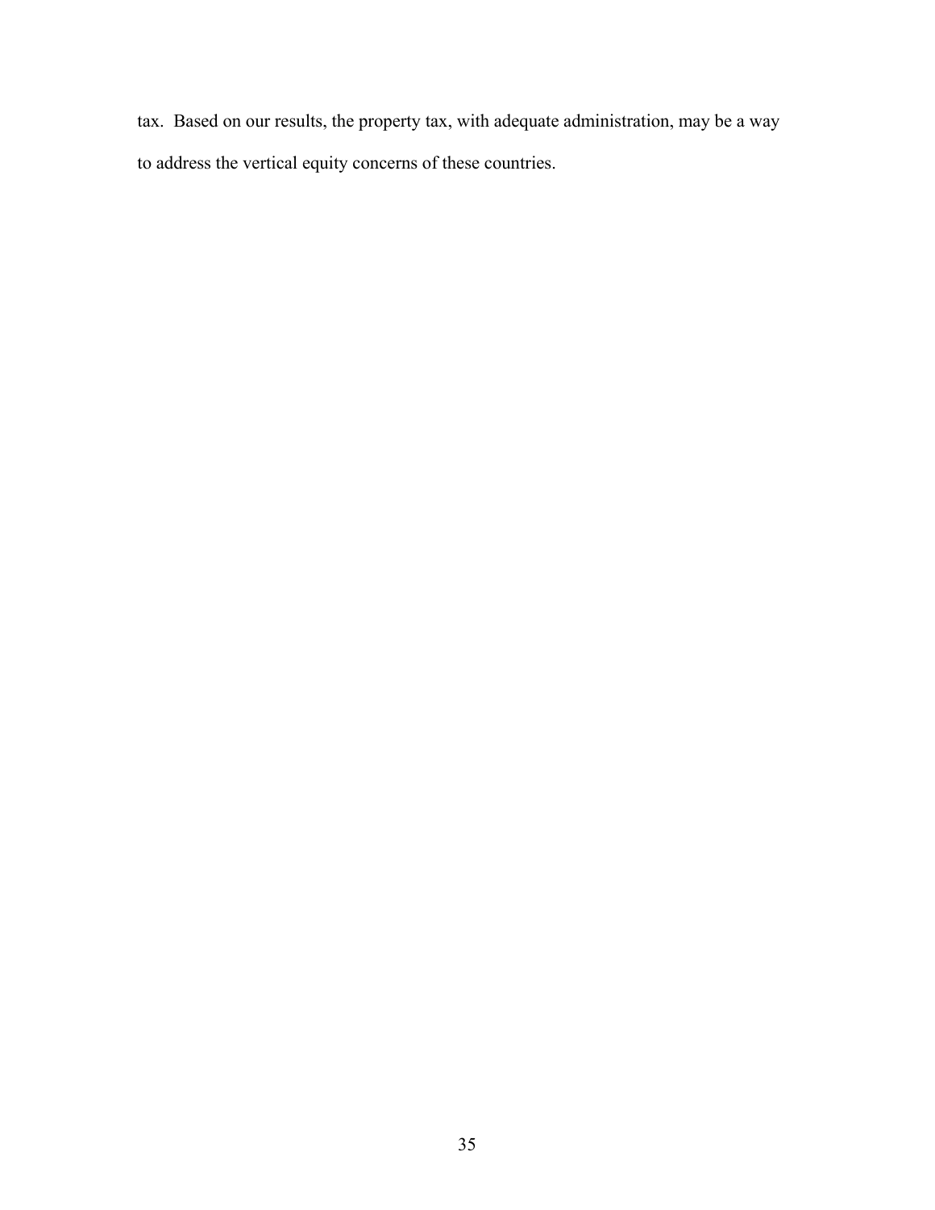tax. Based on our results, the property tax, with adequate administration, may be a way to address the vertical equity concerns of these countries.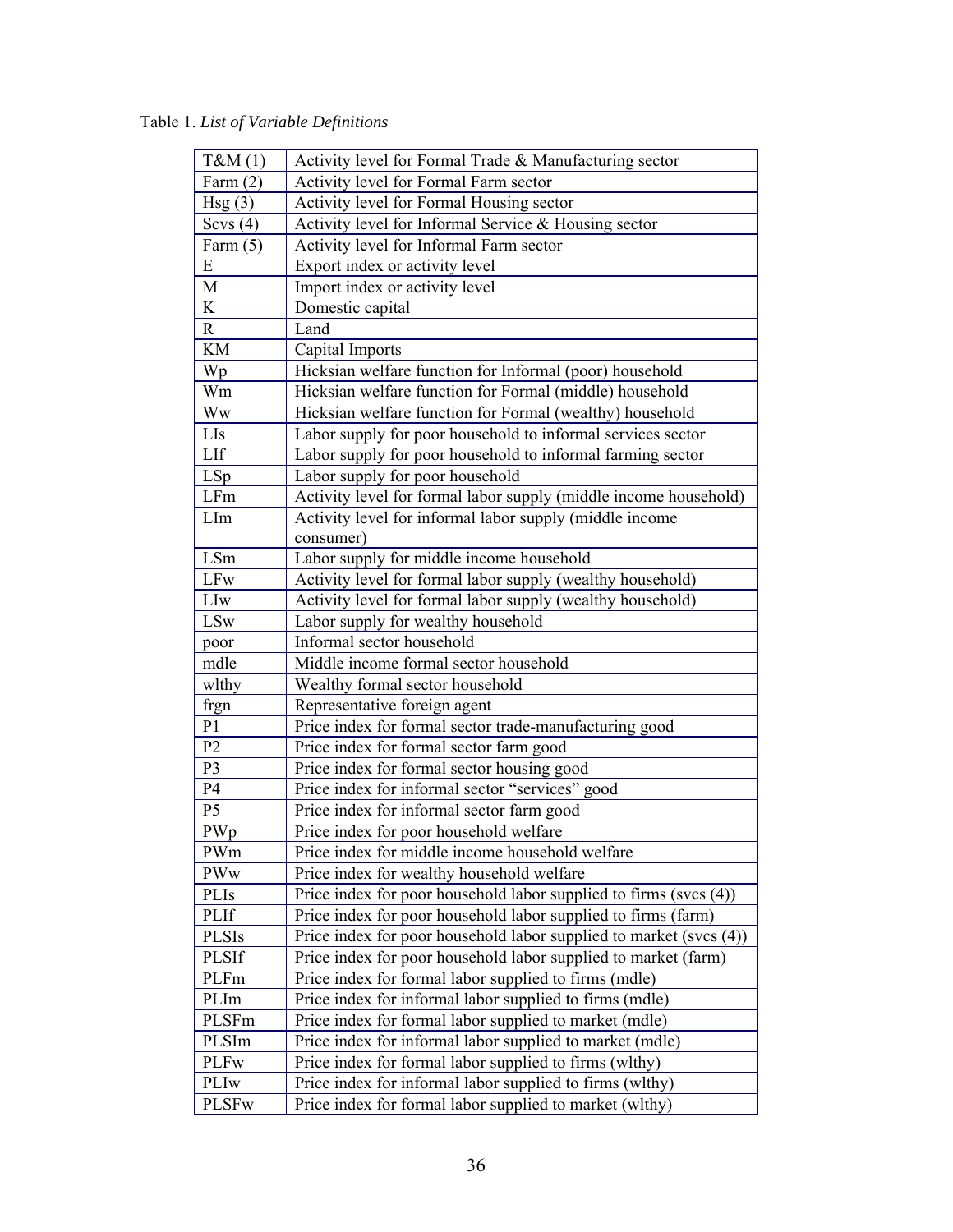Table 1. *List of Variable Definitions*

| | |
|---|---|
| T&M (1) | Activity level for Formal Trade & Manufacturing sector |
| Farm (2) | Activity level for Formal Farm sector |
| Hsg (3) | Activity level for Formal Housing sector |
| Scvs (4) | Activity level for Informal Service & Housing sector |
| Farm (5) | Activity level for Informal Farm sector |
| E | Export index or activity level |
| M | Import index or activity level |
| K | Domestic capital |
| R | Land |
| KM | Capital Imports |
| Wp | Hicksian welfare function for Informal (poor) household |
| Wm | Hicksian welfare function for Formal (middle) household |
| Ww | Hicksian welfare function for Formal (wealthy) household |
| LIs | Labor supply for poor household to informal services sector |
| LIf | Labor supply for poor household to informal farming sector |
| LSp | Labor supply for poor household |
| LFm | Activity level for formal labor supply (middle income household) |
| LIm | Activity level for informal labor supply (middle income consumer) |
| LSm | Labor supply for middle income household |
| LFw | Activity level for formal labor supply (wealthy household) |
| LIw | Activity level for formal labor supply (wealthy household) |
| LSw | Labor supply for wealthy household |
| poor | Informal sector household |
| mdle | Middle income formal sector household |
| wlthy | Wealthy formal sector household |
| frgn | Representative foreign agent |
| P1 | Price index for formal sector trade-manufacturing good |
| P2 | Price index for formal sector farm good |
| P3 | Price index for formal sector housing good |
| P4 | Price index for informal sector "services" good |
| P5 | Price index for informal sector farm good |
| PWp | Price index for poor household welfare |
| PWm | Price index for middle income household welfare |
| PWw | Price index for wealthy household welfare |
| PLIs | Price index for poor household labor supplied to firms (svcs (4)) |
| PLIf | Price index for poor household labor supplied to firms (farm) |
| PLSIs | Price index for poor household labor supplied to market (svcs (4)) |
| PLSIf | Price index for poor household labor supplied to market (farm) |
| PLFm | Price index for formal labor supplied to firms (mdle) |
| PLIm | Price index for informal labor supplied to firms (mdle) |
| PLSFm | Price index for formal labor supplied to market (mdle) |
| PLSIm | Price index for informal labor supplied to market (mdle) |
| PLFw | Price index for formal labor supplied to firms (wlthy) |
| PLIw | Price index for informal labor supplied to firms (wlthy) |
| PLSFw | Price index for formal labor supplied to market (wlthy) |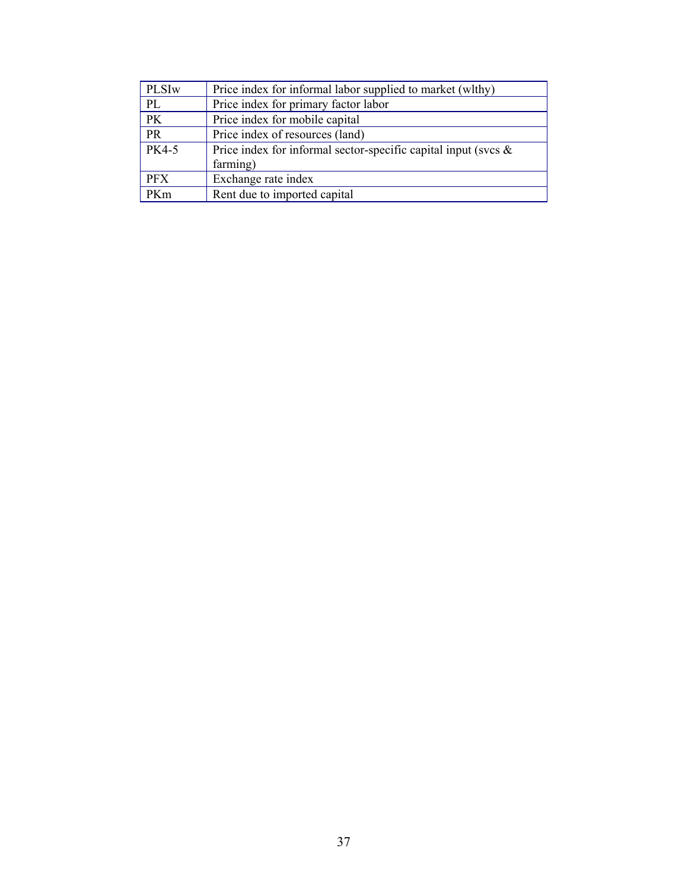| | |
|---|---|
| PLSIw | Price index for informal labor supplied to market (wlthy) |
| PL | Price index for primary factor labor |
| PK | Price index for mobile capital |
| PR | Price index of resources (land) |
| PK4-5 | Price index for informal sector-specific capital input (svcs & farming) |
| PFX | Exchange rate index |
| PKm | Rent due to imported capital |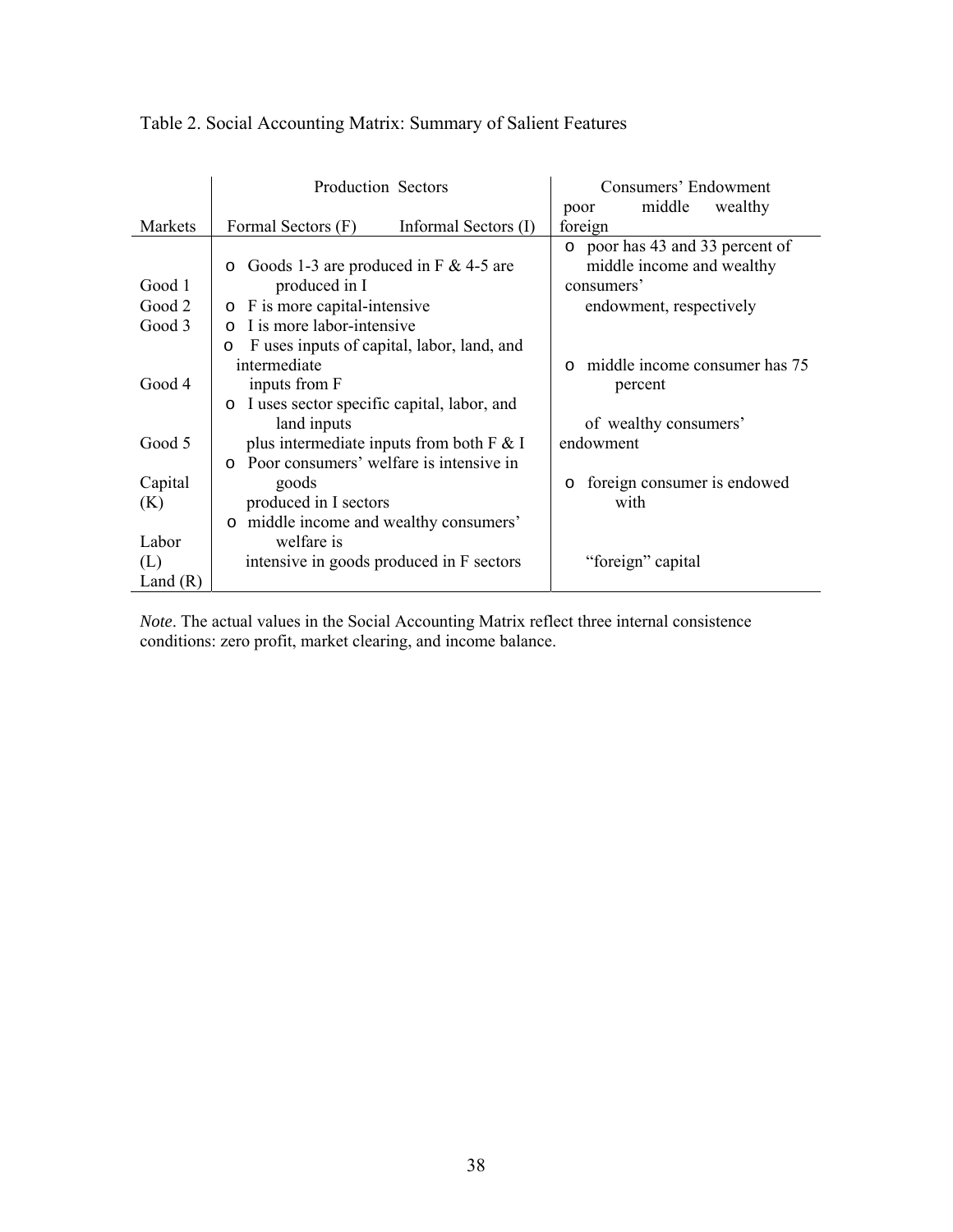Table 2. Social Accounting Matrix: Summary of Salient Features

| Markets | Production Sectors: Formal Sectors (F) / Informal Sectors (I) | Consumers' Endowment: poor / middle / wealthy / foreign |
|---|---|---|
| Good 1<br>Good 2<br>Good 3<br>Good 4<br>Good 5<br>Capital (K)<br>Labor (L)<br>Land (R) | o Goods 1-3 are produced in F & 4-5 are produced in I<br>o F is more capital-intensive<br>o I is more labor-intensive<br>o F uses inputs of capital, labor, land, and intermediate inputs from F<br>o I uses sector specific capital, labor, and land inputs plus intermediate inputs from both F & I<br>o Poor consumers' welfare is intensive in goods produced in I sectors<br>o middle income and wealthy consumers' welfare is intensive in goods produced in F sectors | o poor has 43 and 33 percent of middle income and wealthy consumers' endowment, respectively<br>o middle income consumer has 75 percent of wealthy consumers' endowment<br>o foreign consumer is endowed with "foreign" capital |

*Note*. The actual values in the Social Accounting Matrix reflect three internal consistence conditions: zero profit, market clearing, and income balance.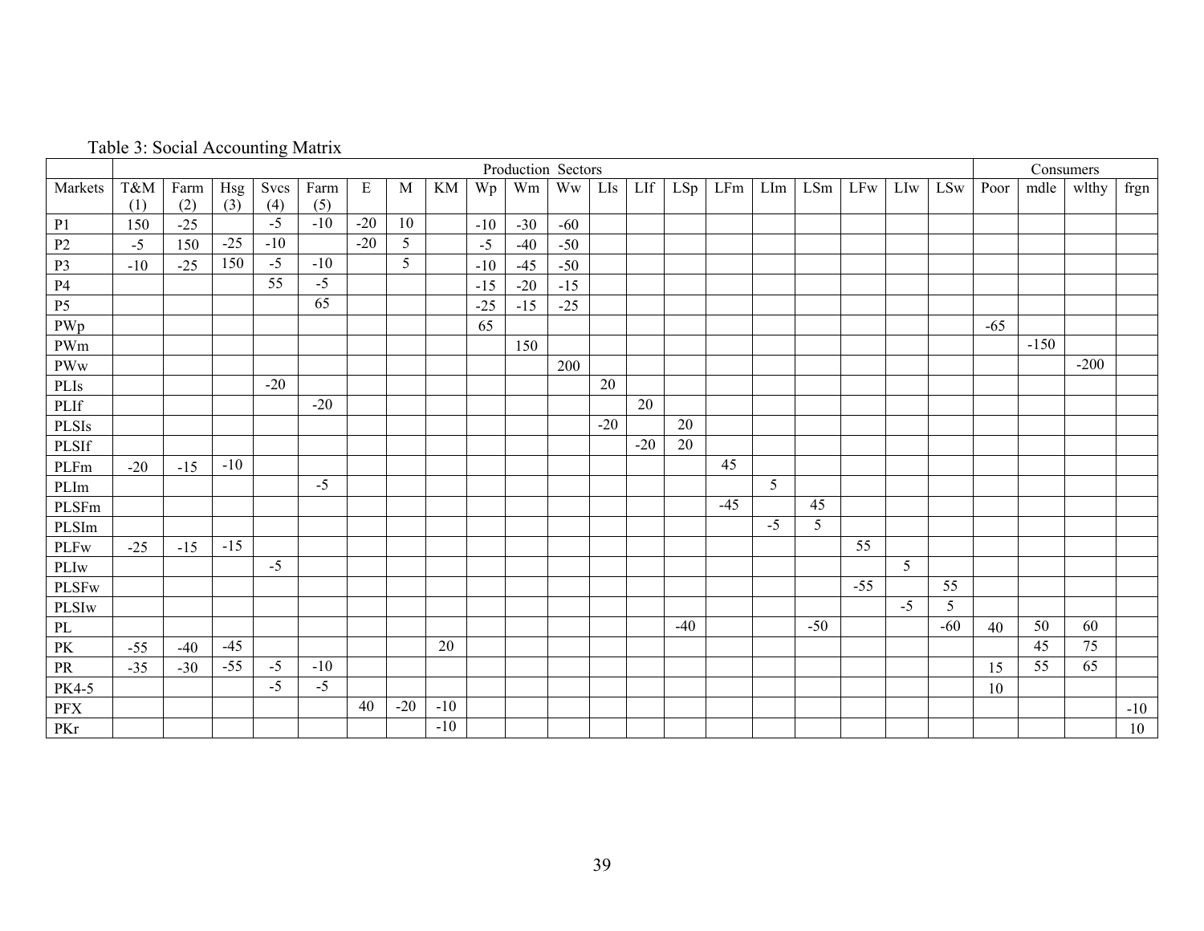Table 3: Social Accounting Matrix

| | Production Sectors | | | | | | | | | | | | | | | | | | | | Consumers | | | |
|---|---|---|---|---|---|---|---|---|---|---|---|---|---|---|---|---|---|---|---|---|---|---|---|---|
| Markets | T&M (1) | Farm (2) | Hsg (3) | Svcs (4) | Farm (5) | E | M | KM | Wp | Wm | Ww | LIs | LIf | LSp | LFm | LIm | LSm | LFw | LIw | LSw | Poor | mdle | wlthy | frgn |
| P1 | 150 | -25 | | -5 | -10 | -20 | 10 | | -10 | -30 | -60 | | | | | | | | | | | | | |
| P2 | -5 | 150 | -25 | -10 | | -20 | 5 | | -5 | -40 | -50 | | | | | | | | | | | | | |
| P3 | -10 | -25 | 150 | -5 | -10 | | 5 | | -10 | -45 | -50 | | | | | | | | | | | | | |
| P4 | | | | 55 | -5 | | | | -15 | -20 | -15 | | | | | | | | | | | | | |
| P5 | | | | | 65 | | | | -25 | -15 | -25 | | | | | | | | | | | | | |
| PWp | | | | | | | | | 65 | | | | | | | | | | | | -65 | | | |
| PWm | | | | | | | | | | 150 | | | | | | | | | | | | -150 | | |
| PWw | | | | | | | | | | | 200 | | | | | | | | | | | | -200 | |
| PLIs | | | | -20 | | | | | | | | 20 | | | | | | | | | | | | |
| PLIf | | | | | -20 | | | | | | | | 20 | | | | | | | | | | | |
| PLSIs | | | | | | | | | | | | -20 | | 20 | | | | | | | | | | |
| PLSIf | | | | | | | | | | | | | -20 | 20 | | | | | | | | | | |
| PLFm | -20 | -15 | -10 | | | | | | | | | | | | 45 | | | | | | | | | |
| PLIm | | | | | -5 | | | | | | | | | | | 5 | | | | | | | | |
| PLSFm | | | | | | | | | | | | | | | -45 | | 45 | | | | | | | |
| PLSIm | | | | | | | | | | | | | | | | -5 | 5 | | | | | | | |
| PLFw | -25 | -15 | -15 | | | | | | | | | | | | | | | 55 | | | | | | |
| PLIw | | | | -5 | | | | | | | | | | | | | | | 5 | | | | | |
| PLSFw | | | | | | | | | | | | | | | | | | -55 | | 55 | | | | |
| PLSIw | | | | | | | | | | | | | | | | | | | -5 | 5 | | | | |
| PL | | | | | | | | | | | | | | -40 | | | -50 | | | -60 | 40 | 50 | 60 | |
| PK | -55 | -40 | -45 | | | | | 20 | | | | | | | | | | | | | | 45 | 75 | |
| PR | -35 | -30 | -55 | -5 | -10 | | | | | | | | | | | | | | | | 15 | 55 | 65 | |
| PK4-5 | | | | -5 | -5 | | | | | | | | | | | | | | | | 10 | | | |
| PFX | | | | | | 40 | -20 | -10 | | | | | | | | | | | | | | | | -10 |
| PKr | | | | | | | | -10 | | | | | | | | | | | | | | | | 10 |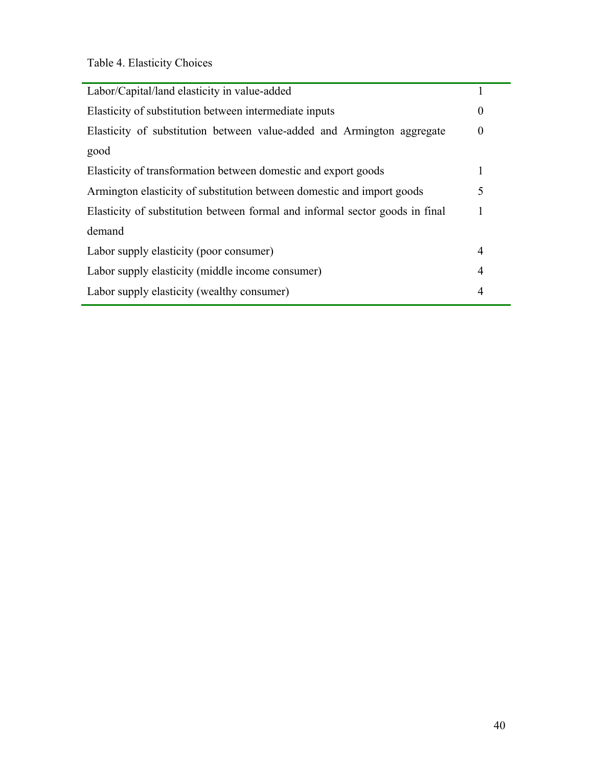Table 4. Elasticity Choices

| | |
|---|---|
| Labor/Capital/land elasticity in value-added | 1 |
| Elasticity of substitution between intermediate inputs | 0 |
| Elasticity of substitution between value-added and Armington aggregate good | 0 |
| Elasticity of transformation between domestic and export goods | 1 |
| Armington elasticity of substitution between domestic and import goods | 5 |
| Elasticity of substitution between formal and informal sector goods in final demand | 1 |
| Labor supply elasticity (poor consumer) | 4 |
| Labor supply elasticity (middle income consumer) | 4 |
| Labor supply elasticity (wealthy consumer) | 4 |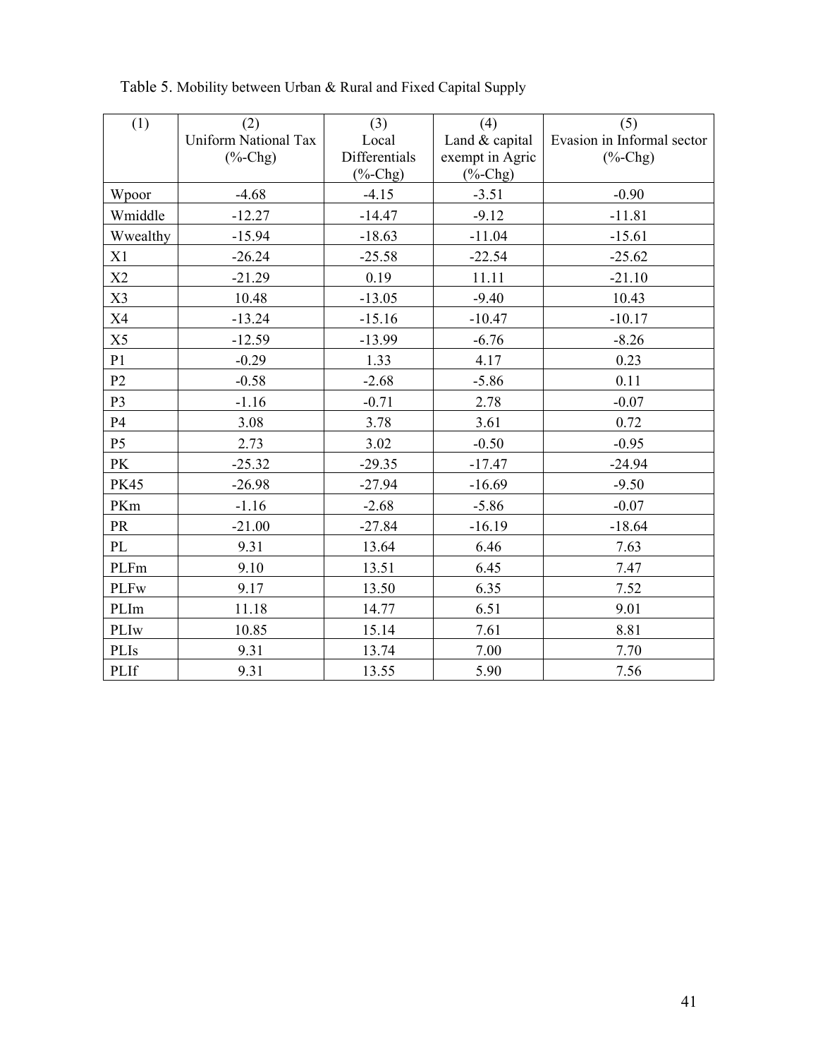Table 5. Mobility between Urban & Rural and Fixed Capital Supply

| (1) | (2) Uniform National Tax (%-Chg) | (3) Local Differentials (%-Chg) | (4) Land & capital exempt in Agric (%-Chg) | (5) Evasion in Informal sector (%-Chg) |
|---|---|---|---|---|
| Wpoor | -4.68 | -4.15 | -3.51 | -0.90 |
| Wmiddle | -12.27 | -14.47 | -9.12 | -11.81 |
| Wwealthy | -15.94 | -18.63 | -11.04 | -15.61 |
| X1 | -26.24 | -25.58 | -22.54 | -25.62 |
| X2 | -21.29 | 0.19 | 11.11 | -21.10 |
| X3 | 10.48 | -13.05 | -9.40 | 10.43 |
| X4 | -13.24 | -15.16 | -10.47 | -10.17 |
| X5 | -12.59 | -13.99 | -6.76 | -8.26 |
| P1 | -0.29 | 1.33 | 4.17 | 0.23 |
| P2 | -0.58 | -2.68 | -5.86 | 0.11 |
| P3 | -1.16 | -0.71 | 2.78 | -0.07 |
| P4 | 3.08 | 3.78 | 3.61 | 0.72 |
| P5 | 2.73 | 3.02 | -0.50 | -0.95 |
| PK | -25.32 | -29.35 | -17.47 | -24.94 |
| PK45 | -26.98 | -27.94 | -16.69 | -9.50 |
| PKm | -1.16 | -2.68 | -5.86 | -0.07 |
| PR | -21.00 | -27.84 | -16.19 | -18.64 |
| PL | 9.31 | 13.64 | 6.46 | 7.63 |
| PLFm | 9.10 | 13.51 | 6.45 | 7.47 |
| PLFw | 9.17 | 13.50 | 6.35 | 7.52 |
| PLIm | 11.18 | 14.77 | 6.51 | 9.01 |
| PLIw | 10.85 | 15.14 | 7.61 | 8.81 |
| PLIs | 9.31 | 13.74 | 7.00 | 7.70 |
| PLIf | 9.31 | 13.55 | 5.90 | 7.56 |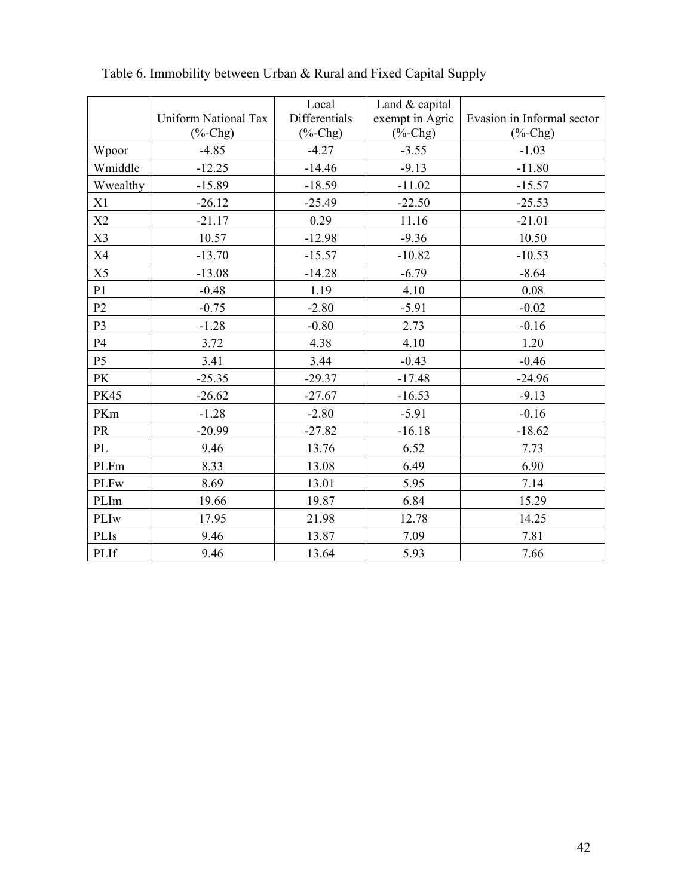Table 6. Immobility between Urban & Rural and Fixed Capital Supply

| | Uniform National Tax (%-Chg) | Local Differentials (%-Chg) | Land & capital exempt in Agric (%-Chg) | Evasion in Informal sector (%-Chg) |
|---|---|---|---|---|
| Wpoor | -4.85 | -4.27 | -3.55 | -1.03 |
| Wmiddle | -12.25 | -14.46 | -9.13 | -11.80 |
| Wwealthy | -15.89 | -18.59 | -11.02 | -15.57 |
| X1 | -26.12 | -25.49 | -22.50 | -25.53 |
| X2 | -21.17 | 0.29 | 11.16 | -21.01 |
| X3 | 10.57 | -12.98 | -9.36 | 10.50 |
| X4 | -13.70 | -15.57 | -10.82 | -10.53 |
| X5 | -13.08 | -14.28 | -6.79 | -8.64 |
| P1 | -0.48 | 1.19 | 4.10 | 0.08 |
| P2 | -0.75 | -2.80 | -5.91 | -0.02 |
| P3 | -1.28 | -0.80 | 2.73 | -0.16 |
| P4 | 3.72 | 4.38 | 4.10 | 1.20 |
| P5 | 3.41 | 3.44 | -0.43 | -0.46 |
| PK | -25.35 | -29.37 | -17.48 | -24.96 |
| PK45 | -26.62 | -27.67 | -16.53 | -9.13 |
| PKm | -1.28 | -2.80 | -5.91 | -0.16 |
| PR | -20.99 | -27.82 | -16.18 | -18.62 |
| PL | 9.46 | 13.76 | 6.52 | 7.73 |
| PLFm | 8.33 | 13.08 | 6.49 | 6.90 |
| PLFw | 8.69 | 13.01 | 5.95 | 7.14 |
| PLIm | 19.66 | 19.87 | 6.84 | 15.29 |
| PLIw | 17.95 | 21.98 | 12.78 | 14.25 |
| PLIs | 9.46 | 13.87 | 7.09 | 7.81 |
| PLIf | 9.46 | 13.64 | 5.93 | 7.66 |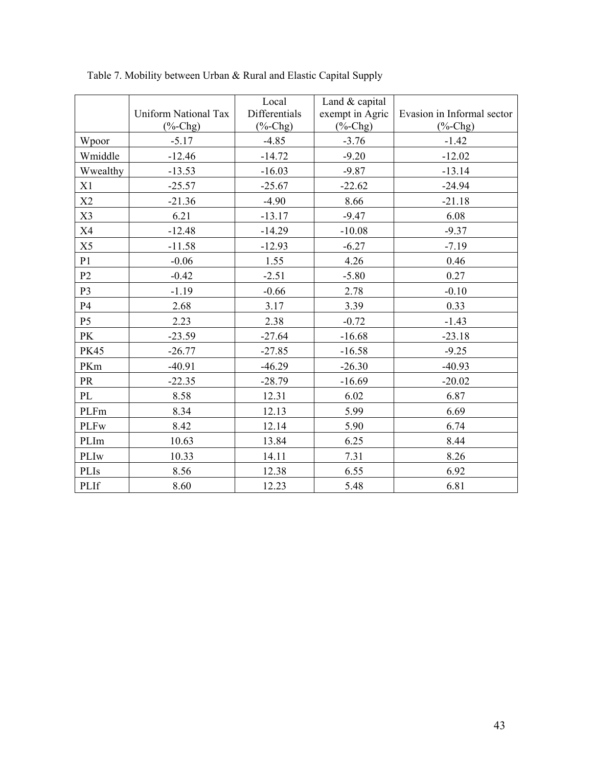Table 7. Mobility between Urban & Rural and Elastic Capital Supply

| | Uniform National Tax (%-Chg) | Local Differentials (%-Chg) | Land & capital exempt in Agric (%-Chg) | Evasion in Informal sector (%-Chg) |
|---|---|---|---|---|
| Wpoor | -5.17 | -4.85 | -3.76 | -1.42 |
| Wmiddle | -12.46 | -14.72 | -9.20 | -12.02 |
| Wwealthy | -13.53 | -16.03 | -9.87 | -13.14 |
| X1 | -25.57 | -25.67 | -22.62 | -24.94 |
| X2 | -21.36 | -4.90 | 8.66 | -21.18 |
| X3 | 6.21 | -13.17 | -9.47 | 6.08 |
| X4 | -12.48 | -14.29 | -10.08 | -9.37 |
| X5 | -11.58 | -12.93 | -6.27 | -7.19 |
| P1 | -0.06 | 1.55 | 4.26 | 0.46 |
| P2 | -0.42 | -2.51 | -5.80 | 0.27 |
| P3 | -1.19 | -0.66 | 2.78 | -0.10 |
| P4 | 2.68 | 3.17 | 3.39 | 0.33 |
| P5 | 2.23 | 2.38 | -0.72 | -1.43 |
| PK | -23.59 | -27.64 | -16.68 | -23.18 |
| PK45 | -26.77 | -27.85 | -16.58 | -9.25 |
| PKm | -40.91 | -46.29 | -26.30 | -40.93 |
| PR | -22.35 | -28.79 | -16.69 | -20.02 |
| PL | 8.58 | 12.31 | 6.02 | 6.87 |
| PLFm | 8.34 | 12.13 | 5.99 | 6.69 |
| PLFw | 8.42 | 12.14 | 5.90 | 6.74 |
| PLIm | 10.63 | 13.84 | 6.25 | 8.44 |
| PLIw | 10.33 | 14.11 | 7.31 | 8.26 |
| PLIs | 8.56 | 12.38 | 6.55 | 6.92 |
| PLIf | 8.60 | 12.23 | 5.48 | 6.81 |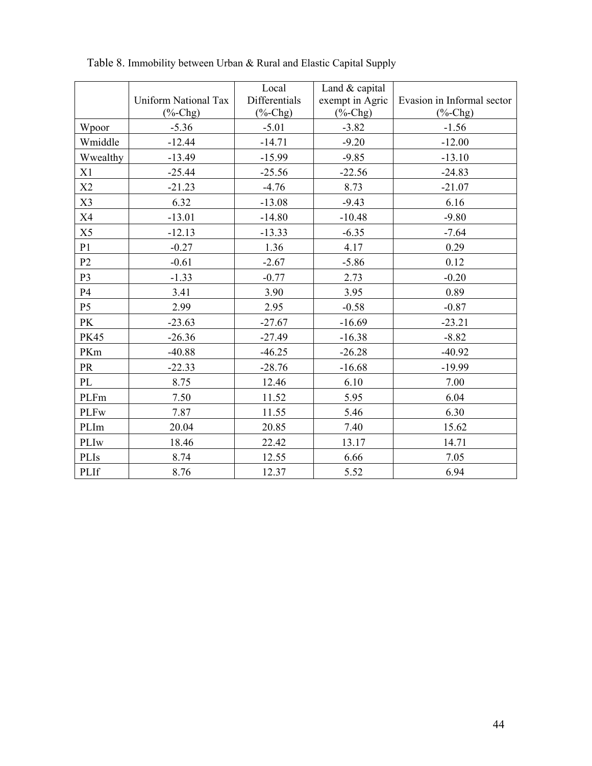Table 8. Immobility between Urban & Rural and Elastic Capital Supply

| | Uniform National Tax (%-Chg) | Local Differentials (%-Chg) | Land & capital exempt in Agric (%-Chg) | Evasion in Informal sector (%-Chg) |
|---|---|---|---|---|
| Wpoor | -5.36 | -5.01 | -3.82 | -1.56 |
| Wmiddle | -12.44 | -14.71 | -9.20 | -12.00 |
| Wwealthy | -13.49 | -15.99 | -9.85 | -13.10 |
| X1 | -25.44 | -25.56 | -22.56 | -24.83 |
| X2 | -21.23 | -4.76 | 8.73 | -21.07 |
| X3 | 6.32 | -13.08 | -9.43 | 6.16 |
| X4 | -13.01 | -14.80 | -10.48 | -9.80 |
| X5 | -12.13 | -13.33 | -6.35 | -7.64 |
| P1 | -0.27 | 1.36 | 4.17 | 0.29 |
| P2 | -0.61 | -2.67 | -5.86 | 0.12 |
| P3 | -1.33 | -0.77 | 2.73 | -0.20 |
| P4 | 3.41 | 3.90 | 3.95 | 0.89 |
| P5 | 2.99 | 2.95 | -0.58 | -0.87 |
| PK | -23.63 | -27.67 | -16.69 | -23.21 |
| PK45 | -26.36 | -27.49 | -16.38 | -8.82 |
| PKm | -40.88 | -46.25 | -26.28 | -40.92 |
| PR | -22.33 | -28.76 | -16.68 | -19.99 |
| PL | 8.75 | 12.46 | 6.10 | 7.00 |
| PLFm | 7.50 | 11.52 | 5.95 | 6.04 |
| PLFw | 7.87 | 11.55 | 5.46 | 6.30 |
| PLIm | 20.04 | 20.85 | 7.40 | 15.62 |
| PLIw | 18.46 | 22.42 | 13.17 | 14.71 |
| PLIs | 8.74 | 12.55 | 6.66 | 7.05 |
| PLIf | 8.76 | 12.37 | 5.52 | 6.94 |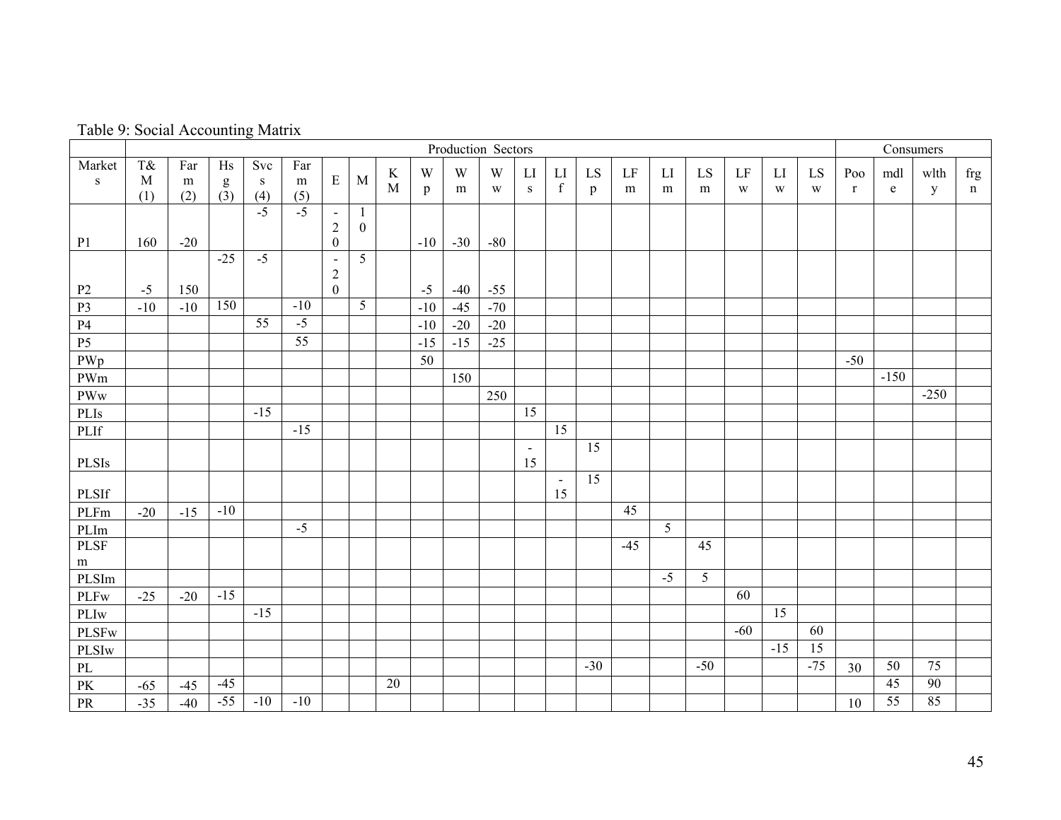Table 9: Social Accounting Matrix

| | Production Sectors | | | | | | | | | | | | | | | | | | | | Consumers | | | |
|---|---|---|---|---|---|---|---|---|---|---|---|---|---|---|---|---|---|---|---|---|---|---|---|---|
| Markets | T&M (1) | Farm (2) | Hsg (3) | Svcs (4) | Farm (5) | E | M | KM | Wp | Wm | Ww | LIs | LIf | LSp | LFm | LIm | LSm | LFw | LIw | LSw | Poor | mdle | wlthy | frgn |
| P1 | 160 | -20 | | -5 | -5 | -20 | 10 | | -10 | -30 | -80 | | | | | | | | | | | | | |
| P2 | -5 | 150 | -25 | -5 | | -20 | 5 | | -5 | -40 | -55 | | | | | | | | | | | | | |
| P3 | -10 | -10 | 150 | | -10 | | 5 | | -10 | -45 | -70 | | | | | | | | | | | | | |
| P4 | | | | 55 | -5 | | | | -10 | -20 | -20 | | | | | | | | | | | | | |
| P5 | | | | | 55 | | | | -15 | -15 | -25 | | | | | | | | | | | | | |
| PWp | | | | | | | | | 50 | | | | | | | | | | | | -50 | | | |
| PWm | | | | | | | | | | 150 | | | | | | | | | | | | -150 | | |
| PWw | | | | | | | | | | | 250 | | | | | | | | | | | | -250 | |
| PLIs | | | | -15 | | | | | | | | 15 | | | | | | | | | | | | |
| PLIf | | | | | -15 | | | | | | | | 15 | | | | | | | | | | | |
| PLSIs | | | | | | | | | | | | -15 | | 15 | | | | | | | | | | |
| PLSIf | | | | | | | | | | | | | -15 | 15 | | | | | | | | | | |
| PLFm | -20 | -15 | -10 | | | | | | | | | | | | 45 | | | | | | | | | |
| PLIm | | | | | -5 | | | | | | | | | | | 5 | | | | | | | | |
| PLSFm | | | | | | | | | | | | | | | -45 | | 45 | | | | | | | |
| PLSIm | | | | | | | | | | | | | | | | -5 | 5 | | | | | | | |
| PLFw | -25 | -20 | -15 | | | | | | | | | | | | | | | 60 | | | | | | |
| PLIw | | | | -15 | | | | | | | | | | | | | | | 15 | | | | | |
| PLSFw | | | | | | | | | | | | | | | | | | -60 | | 60 | | | | |
| PLSIw | | | | | | | | | | | | | | | | | | | -15 | 15 | | | | |
| PL | | | | | | | | | | | | | | -30 | | | -50 | | | -75 | 30 | 50 | 75 | |
| PK | -65 | -45 | -45 | | | | | 20 | | | | | | | | | | | | | | 45 | 90 | |
| PR | -35 | -40 | -55 | -10 | -10 | | | | | | | | | | | | | | | | 10 | 55 | 85 | |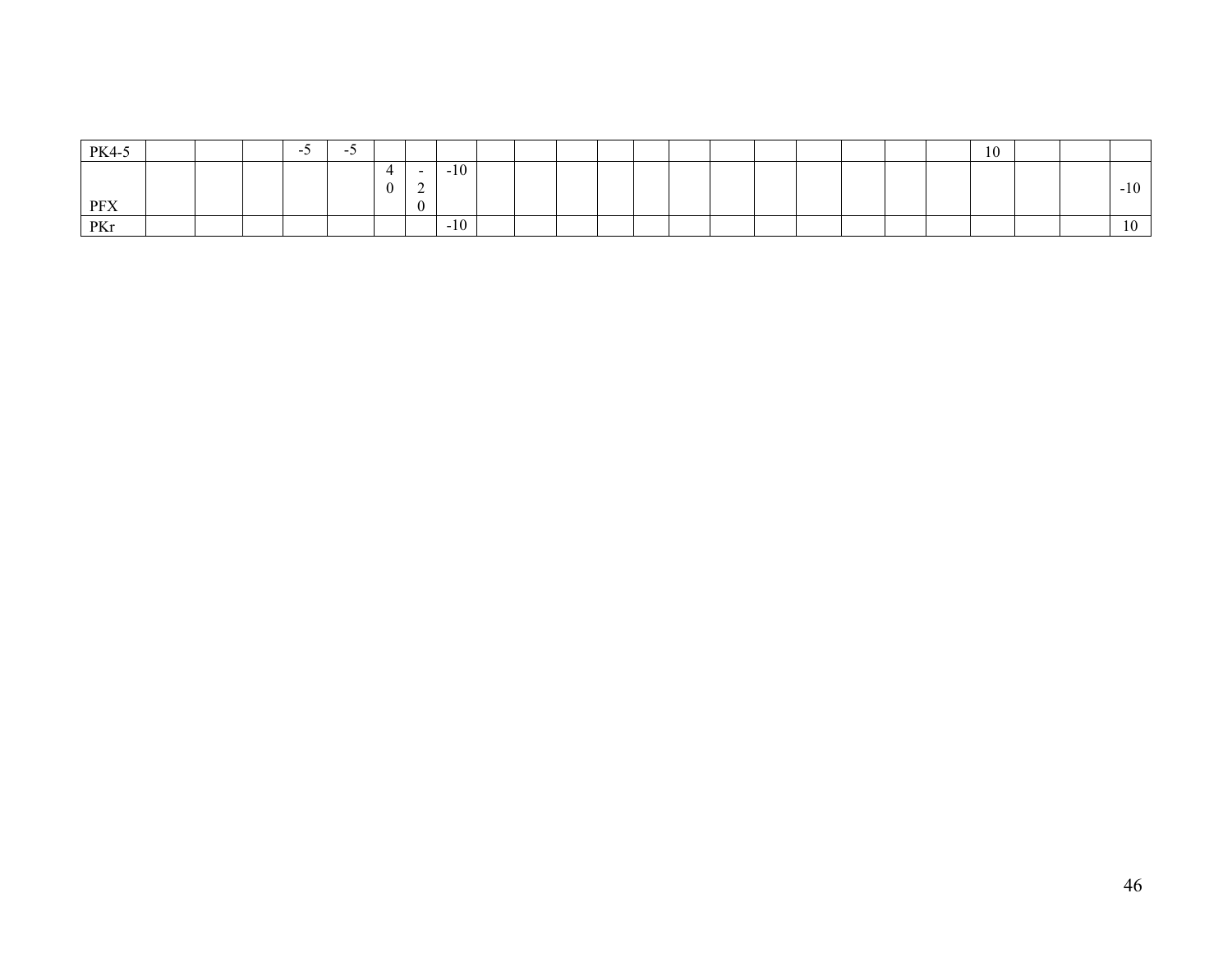| | | | | | | | | | | | | | | | | | | | | | | | | |
|---|---|---|---|---|---|---|---|---|---|---|---|---|---|---|---|---|---|---|---|---|---|---|---|---|
| PK4-5 | | | | -5 | -5 | | | | | | | | | | | | | | | | 10 | | | |
| PFX | | | | | | 40 | -20 | -10 | | | | | | | | | | | | | | | | -10 |
| PKr | | | | | | | | -10 | | | | | | | | | | | | | | | | 10 |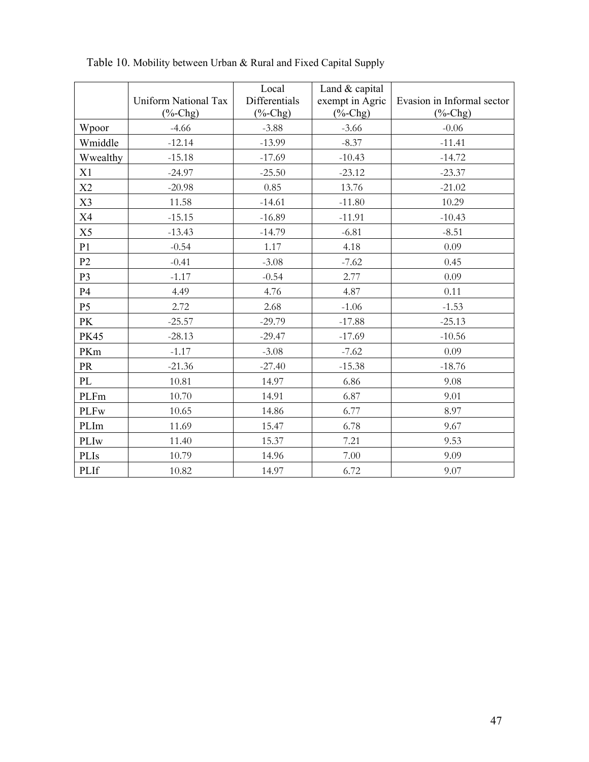Table 10. Mobility between Urban & Rural and Fixed Capital Supply

| | Uniform National Tax (%-Chg) | Local Differentials (%-Chg) | Land & capital exempt in Agric (%-Chg) | Evasion in Informal sector (%-Chg) |
|---|---|---|---|---|
| Wpoor | -4.66 | -3.88 | -3.66 | -0.06 |
| Wmiddle | -12.14 | -13.99 | -8.37 | -11.41 |
| Wwealthy | -15.18 | -17.69 | -10.43 | -14.72 |
| X1 | -24.97 | -25.50 | -23.12 | -23.37 |
| X2 | -20.98 | 0.85 | 13.76 | -21.02 |
| X3 | 11.58 | -14.61 | -11.80 | 10.29 |
| X4 | -15.15 | -16.89 | -11.91 | -10.43 |
| X5 | -13.43 | -14.79 | -6.81 | -8.51 |
| P1 | -0.54 | 1.17 | 4.18 | 0.09 |
| P2 | -0.41 | -3.08 | -7.62 | 0.45 |
| P3 | -1.17 | -0.54 | 2.77 | 0.09 |
| P4 | 4.49 | 4.76 | 4.87 | 0.11 |
| P5 | 2.72 | 2.68 | -1.06 | -1.53 |
| PK | -25.57 | -29.79 | -17.88 | -25.13 |
| PK45 | -28.13 | -29.47 | -17.69 | -10.56 |
| PKm | -1.17 | -3.08 | -7.62 | 0.09 |
| PR | -21.36 | -27.40 | -15.38 | -18.76 |
| PL | 10.81 | 14.97 | 6.86 | 9.08 |
| PLFm | 10.70 | 14.91 | 6.87 | 9.01 |
| PLFw | 10.65 | 14.86 | 6.77 | 8.97 |
| PLIm | 11.69 | 15.47 | 6.78 | 9.67 |
| PLIw | 11.40 | 15.37 | 7.21 | 9.53 |
| PLIs | 10.79 | 14.96 | 7.00 | 9.09 |
| PLIf | 10.82 | 14.97 | 6.72 | 9.07 |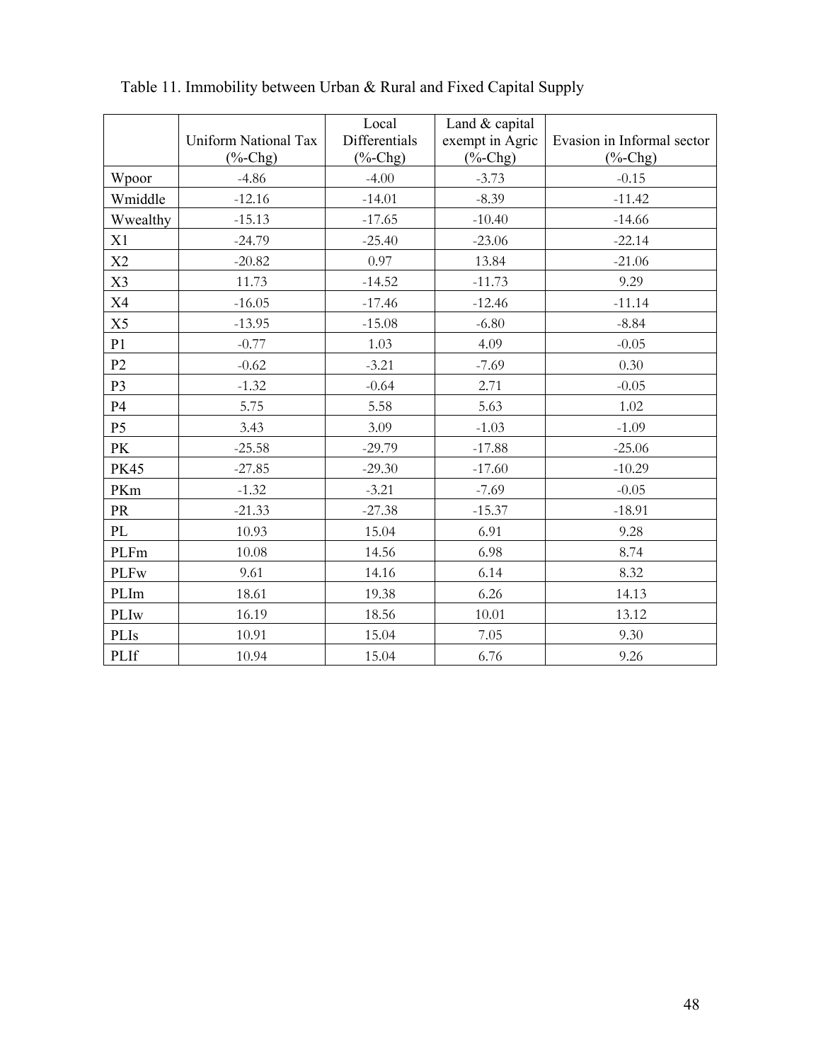Table 11. Immobility between Urban & Rural and Fixed Capital Supply

| | Uniform National Tax (%-Chg) | Local Differentials (%-Chg) | Land & capital exempt in Agric (%-Chg) | Evasion in Informal sector (%-Chg) |
|---|---|---|---|---|
| Wpoor | -4.86 | -4.00 | -3.73 | -0.15 |
| Wmiddle | -12.16 | -14.01 | -8.39 | -11.42 |
| Wwealthy | -15.13 | -17.65 | -10.40 | -14.66 |
| X1 | -24.79 | -25.40 | -23.06 | -22.14 |
| X2 | -20.82 | 0.97 | 13.84 | -21.06 |
| X3 | 11.73 | -14.52 | -11.73 | 9.29 |
| X4 | -16.05 | -17.46 | -12.46 | -11.14 |
| X5 | -13.95 | -15.08 | -6.80 | -8.84 |
| P1 | -0.77 | 1.03 | 4.09 | -0.05 |
| P2 | -0.62 | -3.21 | -7.69 | 0.30 |
| P3 | -1.32 | -0.64 | 2.71 | -0.05 |
| P4 | 5.75 | 5.58 | 5.63 | 1.02 |
| P5 | 3.43 | 3.09 | -1.03 | -1.09 |
| PK | -25.58 | -29.79 | -17.88 | -25.06 |
| PK45 | -27.85 | -29.30 | -17.60 | -10.29 |
| PKm | -1.32 | -3.21 | -7.69 | -0.05 |
| PR | -21.33 | -27.38 | -15.37 | -18.91 |
| PL | 10.93 | 15.04 | 6.91 | 9.28 |
| PLFm | 10.08 | 14.56 | 6.98 | 8.74 |
| PLFw | 9.61 | 14.16 | 6.14 | 8.32 |
| PLIm | 18.61 | 19.38 | 6.26 | 14.13 |
| PLIw | 16.19 | 18.56 | 10.01 | 13.12 |
| PLIs | 10.91 | 15.04 | 7.05 | 9.30 |
| PLIf | 10.94 | 15.04 | 6.76 | 9.26 |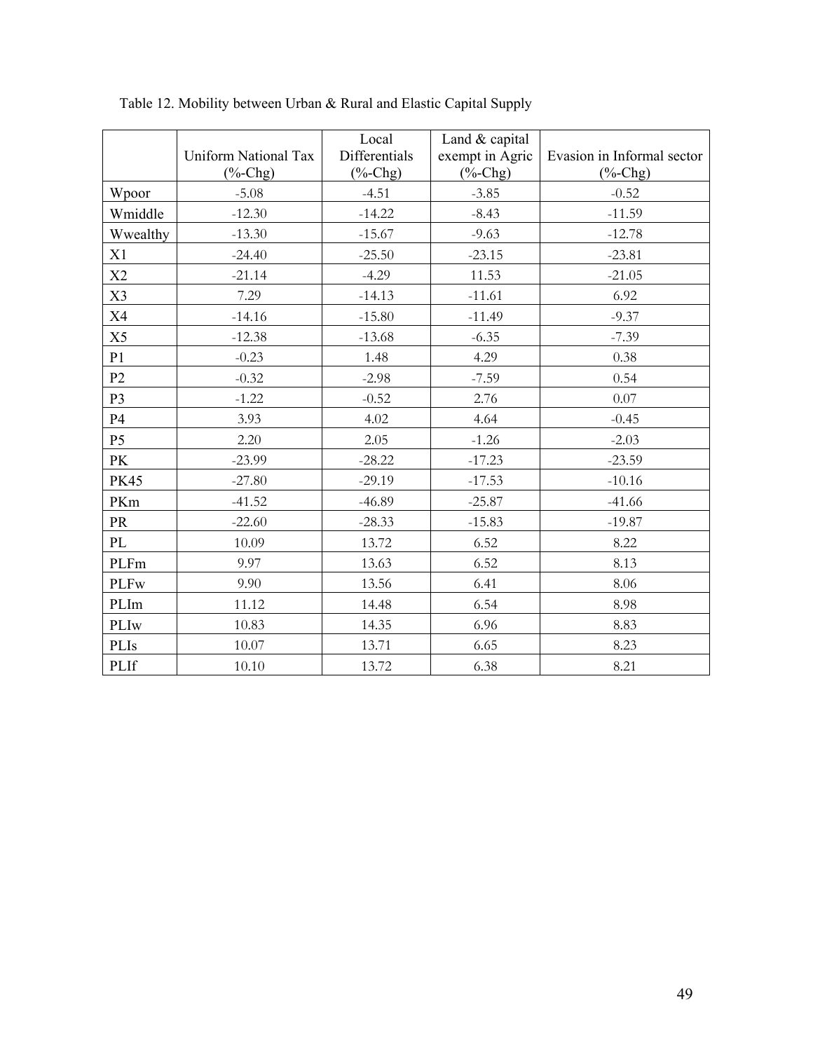Table 12. Mobility between Urban & Rural and Elastic Capital Supply

| | Uniform National Tax (%-Chg) | Local Differentials (%-Chg) | Land & capital exempt in Agric (%-Chg) | Evasion in Informal sector (%-Chg) |
|---|---|---|---|---|
| Wpoor | -5.08 | -4.51 | -3.85 | -0.52 |
| Wmiddle | -12.30 | -14.22 | -8.43 | -11.59 |
| Wwealthy | -13.30 | -15.67 | -9.63 | -12.78 |
| X1 | -24.40 | -25.50 | -23.15 | -23.81 |
| X2 | -21.14 | -4.29 | 11.53 | -21.05 |
| X3 | 7.29 | -14.13 | -11.61 | 6.92 |
| X4 | -14.16 | -15.80 | -11.49 | -9.37 |
| X5 | -12.38 | -13.68 | -6.35 | -7.39 |
| P1 | -0.23 | 1.48 | 4.29 | 0.38 |
| P2 | -0.32 | -2.98 | -7.59 | 0.54 |
| P3 | -1.22 | -0.52 | 2.76 | 0.07 |
| P4 | 3.93 | 4.02 | 4.64 | -0.45 |
| P5 | 2.20 | 2.05 | -1.26 | -2.03 |
| PK | -23.99 | -28.22 | -17.23 | -23.59 |
| PK45 | -27.80 | -29.19 | -17.53 | -10.16 |
| PKm | -41.52 | -46.89 | -25.87 | -41.66 |
| PR | -22.60 | -28.33 | -15.83 | -19.87 |
| PL | 10.09 | 13.72 | 6.52 | 8.22 |
| PLFm | 9.97 | 13.63 | 6.52 | 8.13 |
| PLFw | 9.90 | 13.56 | 6.41 | 8.06 |
| PLIm | 11.12 | 14.48 | 6.54 | 8.98 |
| PLIw | 10.83 | 14.35 | 6.96 | 8.83 |
| PLIs | 10.07 | 13.71 | 6.65 | 8.23 |
| PLIf | 10.10 | 13.72 | 6.38 | 8.21 |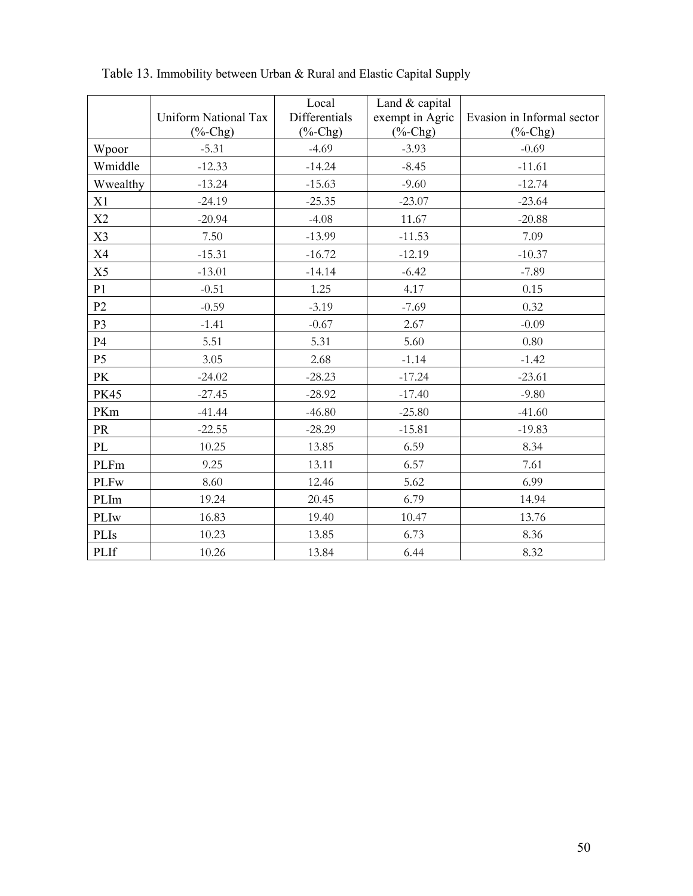Table 13. Immobility between Urban & Rural and Elastic Capital Supply

| | Uniform National Tax (%-Chg) | Local Differentials (%-Chg) | Land & capital exempt in Agric (%-Chg) | Evasion in Informal sector (%-Chg) |
|---|---|---|---|---|
| Wpoor | -5.31 | -4.69 | -3.93 | -0.69 |
| Wmiddle | -12.33 | -14.24 | -8.45 | -11.61 |
| Wwealthy | -13.24 | -15.63 | -9.60 | -12.74 |
| X1 | -24.19 | -25.35 | -23.07 | -23.64 |
| X2 | -20.94 | -4.08 | 11.67 | -20.88 |
| X3 | 7.50 | -13.99 | -11.53 | 7.09 |
| X4 | -15.31 | -16.72 | -12.19 | -10.37 |
| X5 | -13.01 | -14.14 | -6.42 | -7.89 |
| P1 | -0.51 | 1.25 | 4.17 | 0.15 |
| P2 | -0.59 | -3.19 | -7.69 | 0.32 |
| P3 | -1.41 | -0.67 | 2.67 | -0.09 |
| P4 | 5.51 | 5.31 | 5.60 | 0.80 |
| P5 | 3.05 | 2.68 | -1.14 | -1.42 |
| PK | -24.02 | -28.23 | -17.24 | -23.61 |
| PK45 | -27.45 | -28.92 | -17.40 | -9.80 |
| PKm | -41.44 | -46.80 | -25.80 | -41.60 |
| PR | -22.55 | -28.29 | -15.81 | -19.83 |
| PL | 10.25 | 13.85 | 6.59 | 8.34 |
| PLFm | 9.25 | 13.11 | 6.57 | 7.61 |
| PLFw | 8.60 | 12.46 | 5.62 | 6.99 |
| PLIm | 19.24 | 20.45 | 6.79 | 14.94 |
| PLIw | 16.83 | 19.40 | 10.47 | 13.76 |
| PLIs | 10.23 | 13.85 | 6.73 | 8.36 |
| PLIf | 10.26 | 13.84 | 6.44 | 8.32 |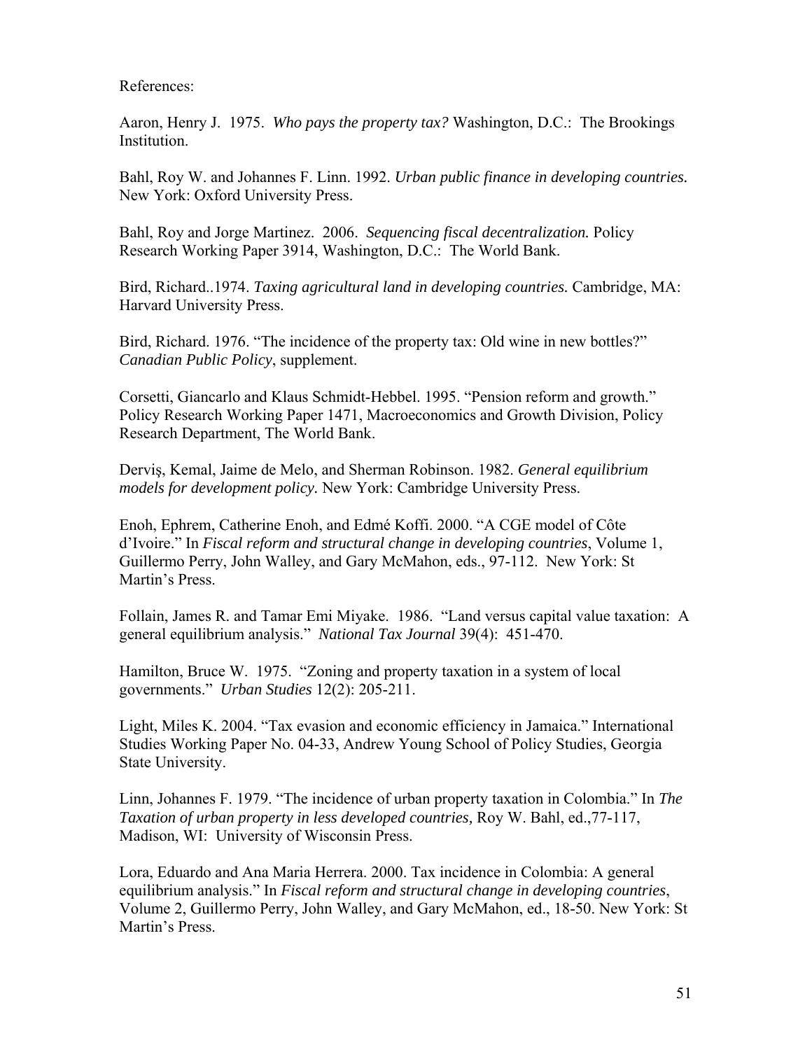References:

Aaron, Henry J. 1975. *Who pays the property tax?* Washington, D.C.: The Brookings Institution.

Bahl, Roy W. and Johannes F. Linn. 1992. *Urban public finance in developing countries.* New York: Oxford University Press.

Bahl, Roy and Jorge Martinez. 2006. *Sequencing fiscal decentralization.* Policy Research Working Paper 3914, Washington, D.C.: The World Bank.

Bird, Richard..1974. *Taxing agricultural land in developing countries.* Cambridge, MA: Harvard University Press.

Bird, Richard. 1976. "The incidence of the property tax: Old wine in new bottles?" *Canadian Public Policy*, supplement.

Corsetti, Giancarlo and Klaus Schmidt-Hebbel. 1995. "Pension reform and growth." Policy Research Working Paper 1471, Macroeconomics and Growth Division, Policy Research Department, The World Bank.

Derviş, Kemal, Jaime de Melo, and Sherman Robinson. 1982. *General equilibrium models for development policy.* New York: Cambridge University Press.

Enoh, Ephrem, Catherine Enoh, and Edmé Koffi. 2000. "A CGE model of Côte d'Ivoire." In *Fiscal reform and structural change in developing countries*, Volume 1, Guillermo Perry, John Walley, and Gary McMahon, eds., 97-112. New York: St Martin's Press.

Follain, James R. and Tamar Emi Miyake. 1986. "Land versus capital value taxation: A general equilibrium analysis." *National Tax Journal* 39(4): 451-470.

Hamilton, Bruce W. 1975. "Zoning and property taxation in a system of local governments." *Urban Studies* 12(2): 205-211.

Light, Miles K. 2004. "Tax evasion and economic efficiency in Jamaica." International Studies Working Paper No. 04-33, Andrew Young School of Policy Studies, Georgia State University.

Linn, Johannes F. 1979. "The incidence of urban property taxation in Colombia." In *The Taxation of urban property in less developed countries,* Roy W. Bahl, ed.,77-117, Madison, WI: University of Wisconsin Press.

Lora, Eduardo and Ana Maria Herrera. 2000. Tax incidence in Colombia: A general equilibrium analysis." In *Fiscal reform and structural change in developing countries*, Volume 2, Guillermo Perry, John Walley, and Gary McMahon, ed., 18-50. New York: St Martin's Press.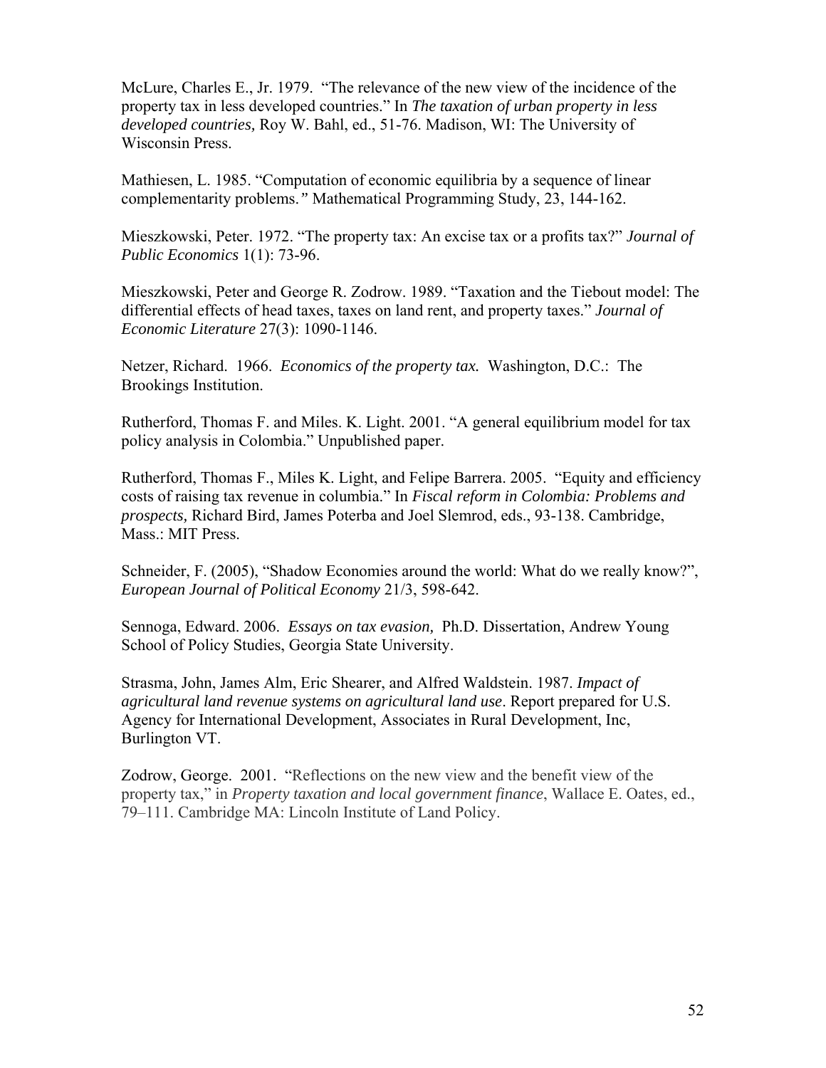McLure, Charles E., Jr. 1979. "The relevance of the new view of the incidence of the property tax in less developed countries." In *The taxation of urban property in less developed countries,* Roy W. Bahl, ed., 51-76. Madison, WI: The University of Wisconsin Press.

Mathiesen, L. 1985. "Computation of economic equilibria by a sequence of linear complementarity problems*."* Mathematical Programming Study, 23, 144-162.

Mieszkowski, Peter. 1972. "The property tax: An excise tax or a profits tax?" *Journal of Public Economics* 1(1): 73-96.

Mieszkowski, Peter and George R. Zodrow. 1989. "Taxation and the Tiebout model: The differential effects of head taxes, taxes on land rent, and property taxes." *Journal of Economic Literature* 27(3): 1090-1146.

Netzer, Richard. 1966. *Economics of the property tax.* Washington, D.C.: The Brookings Institution.

Rutherford, Thomas F. and Miles. K. Light. 2001. "A general equilibrium model for tax policy analysis in Colombia." Unpublished paper.

Rutherford, Thomas F., Miles K. Light, and Felipe Barrera. 2005. "Equity and efficiency costs of raising tax revenue in columbia." In *Fiscal reform in Colombia: Problems and prospects,* Richard Bird, James Poterba and Joel Slemrod, eds., 93-138. Cambridge, Mass.: MIT Press.

Schneider, F. (2005), "Shadow Economies around the world: What do we really know?", *European Journal of Political Economy* 21/3, 598-642.

Sennoga, Edward. 2006. *Essays on tax evasion,* Ph.D. Dissertation, Andrew Young School of Policy Studies, Georgia State University.

Strasma, John, James Alm, Eric Shearer, and Alfred Waldstein. 1987. *Impact of agricultural land revenue systems on agricultural land use*. Report prepared for U.S. Agency for International Development, Associates in Rural Development, Inc, Burlington VT.

Zodrow, George. 2001. "Reflections on the new view and the benefit view of the property tax," in *Property taxation and local government finance*, Wallace E. Oates, ed., 79–111. Cambridge MA: Lincoln Institute of Land Policy.